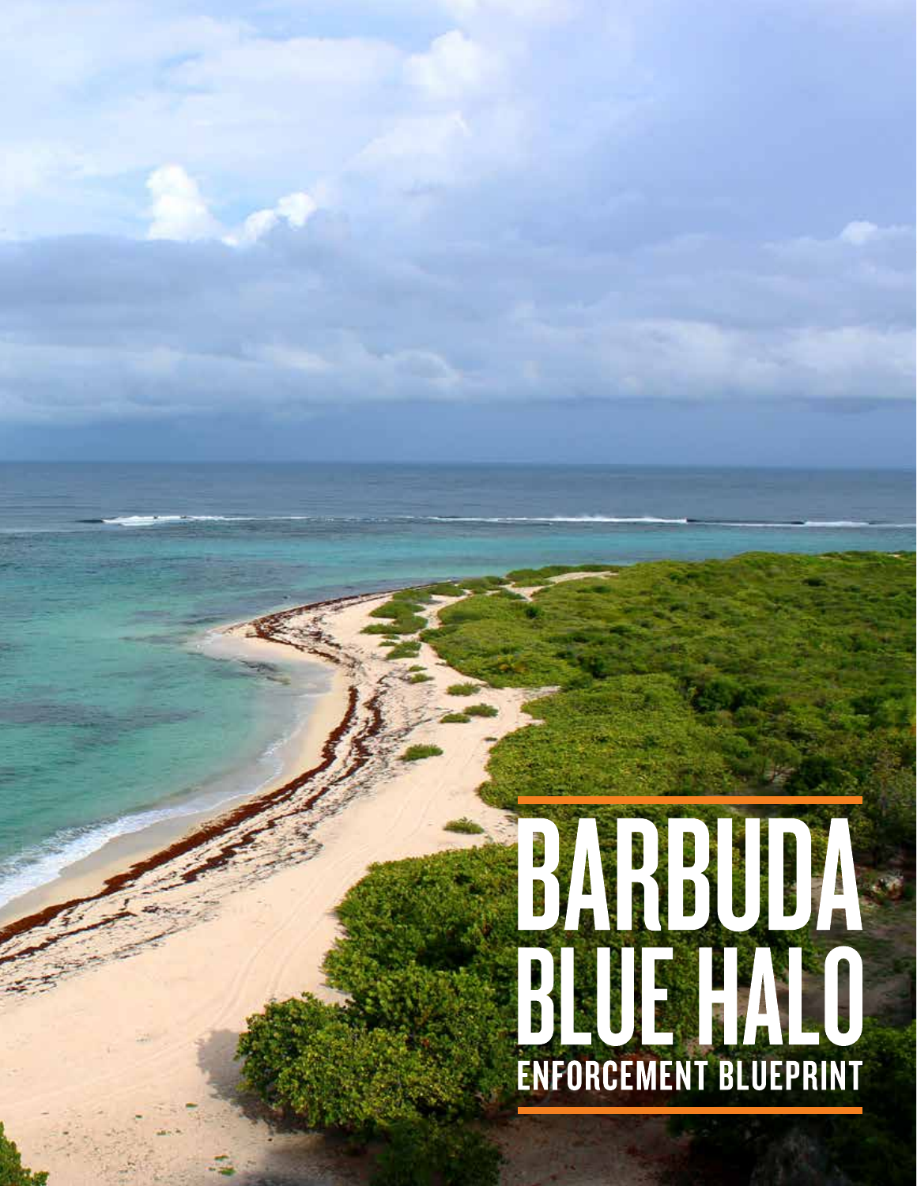# BARBUDA BLUE HALO

## ENFORCEMENT BLUEPRINT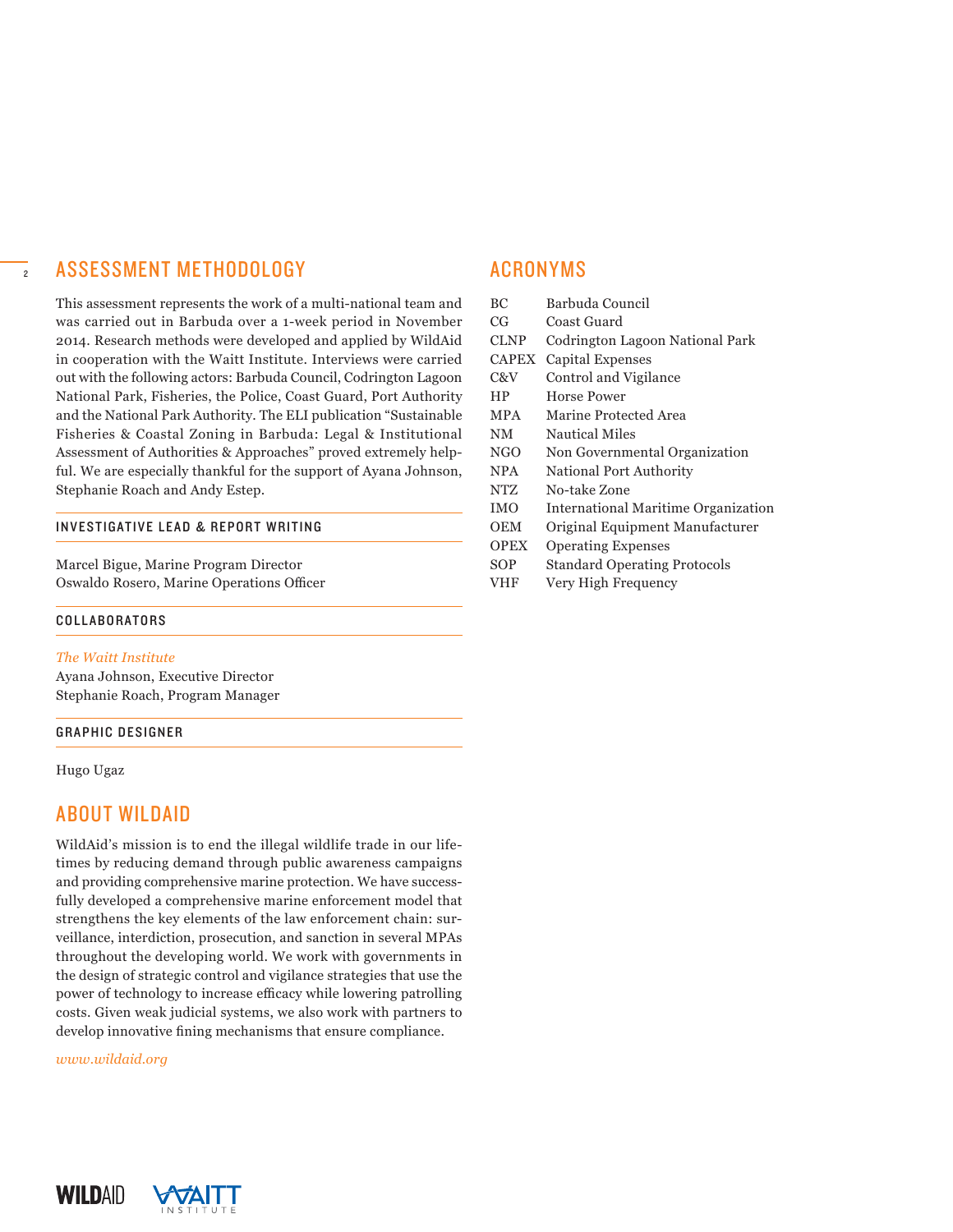## ASSESSMENT METHODOLOGY

This assessment represents the work of a multi-national team and was carried out in Barbuda over a 1-week period in November 2014. Research methods were developed and applied by WildAid in cooperation with the Waitt Institute. Interviews were carried out with the following actors: Barbuda Council, Codrington Lagoon National Park, Fisheries, the Police, Coast Guard, Port Authority and the National Park Authority. The ELI publication "Sustainable Fisheries & Coastal Zoning in Barbuda: Legal & Institutional Assessment of Authorities & Approaches" proved extremely helpful. We are especially thankful for the support of Ayana Johnson, Stephanie Roach and Andy Estep.

### INVESTIGATIVE LEAD & REPORT WRITING

Marcel Bigue, Marine Program Director
Oswaldo Rosero, Marine Operations Officer

### COLLABORATORS

*The Waitt Institute*
Ayana Johnson, Executive Director
Stephanie Roach, Program Manager

### GRAPHIC DESIGNER

Hugo Ugaz

## ABOUT WILDAID

WildAid's mission is to end the illegal wildlife trade in our lifetimes by reducing demand through public awareness campaigns and providing comprehensive marine protection. We have successfully developed a comprehensive marine enforcement model that strengthens the key elements of the law enforcement chain: surveillance, interdiction, prosecution, and sanction in several MPAs throughout the developing world. We work with governments in the design of strategic control and vigilance strategies that use the power of technology to increase efficacy while lowering patrolling costs. Given weak judicial systems, we also work with partners to develop innovative fining mechanisms that ensure compliance.

*www.wildaid.org*

## ACRONYMS

| | |
|---|---|
| BC | Barbuda Council |
| CG | Coast Guard |
| CLNP | Codrington Lagoon National Park |
| CAPEX | Capital Expenses |
| C&V | Control and Vigilance |
| HP | Horse Power |
| MPA | Marine Protected Area |
| NM | Nautical Miles |
| NGO | Non Governmental Organization |
| NPA | National Port Authority |
| NTZ | No-take Zone |
| IMO | International Maritime Organization |
| OEM | Original Equipment Manufacturer |
| OPEX | Operating Expenses |
| SOP | Standard Operating Protocols |
| VHF | Very High Frequency |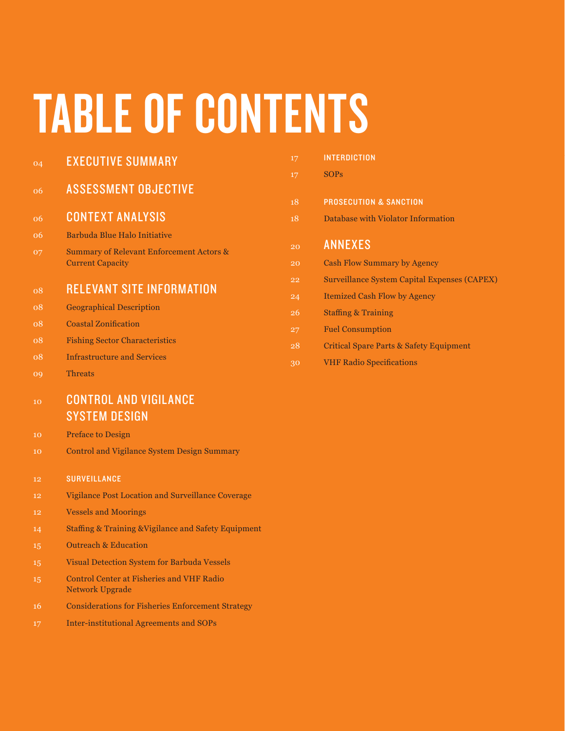# TABLE OF CONTENTS

04 EXECUTIVE SUMMARY

06 ASSESSMENT OBJECTIVE

06 CONTEXT ANALYSIS

06 Barbuda Blue Halo Initiative

07 Summary of Relevant Enforcement Actors & Current Capacity

08 RELEVANT SITE INFORMATION

08 Geographical Description

08 Coastal Zonification

08 Fishing Sector Characteristics

08 Infrastructure and Services

09 Threats

10 CONTROL AND VIGILANCE SYSTEM DESIGN

10 Preface to Design

10 Control and Vigilance System Design Summary

12 SURVEILLANCE

12 Vigilance Post Location and Surveillance Coverage

12 Vessels and Moorings

14 Staffing & Training &Vigilance and Safety Equipment

15 Outreach & Education

15 Visual Detection System for Barbuda Vessels

15 Control Center at Fisheries and VHF Radio Network Upgrade

16 Considerations for Fisheries Enforcement Strategy

17 Inter-institutional Agreements and SOPs

17 INTERDICTION

17 SOPs

18 PROSECUTION & SANCTION

18 Database with Violator Information

20 ANNEXES

20 Cash Flow Summary by Agency

22 Surveillance System Capital Expenses (CAPEX)

24 Itemized Cash Flow by Agency

26 Staffing & Training

27 Fuel Consumption

28 Critical Spare Parts & Safety Equipment

30 VHF Radio Specifications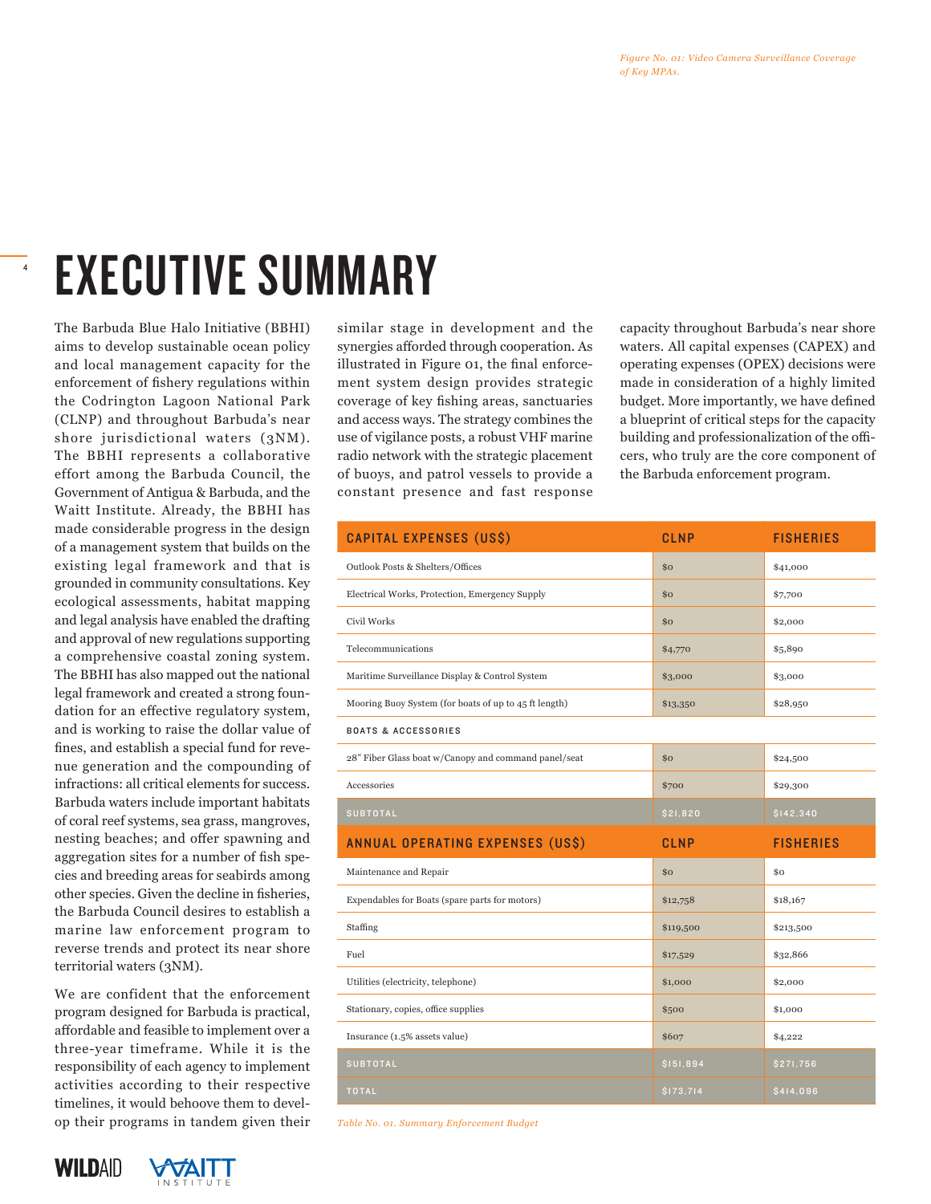*Figure No. 01: Video Camera Surveillance Coverage of Key MPAs.*

# EXECUTIVE SUMMARY

The Barbuda Blue Halo Initiative (BBHI) aims to develop sustainable ocean policy and local management capacity for the enforcement of fishery regulations within the Codrington Lagoon National Park (CLNP) and throughout Barbuda's near shore jurisdictional waters (3NM). The BBHI represents a collaborative effort among the Barbuda Council, the Government of Antigua & Barbuda, and the Waitt Institute. Already, the BBHI has made considerable progress in the design of a management system that builds on the existing legal framework and that is grounded in community consultations. Key ecological assessments, habitat mapping and legal analysis have enabled the drafting and approval of new regulations supporting a comprehensive coastal zoning system. The BBHI has also mapped out the national legal framework and created a strong foundation for an effective regulatory system, and is working to raise the dollar value of fines, and establish a special fund for revenue generation and the compounding of infractions: all critical elements for success. Barbuda waters include important habitats of coral reef systems, sea grass, mangroves, nesting beaches; and offer spawning and aggregation sites for a number of fish species and breeding areas for seabirds among other species. Given the decline in fisheries, the Barbuda Council desires to establish a marine law enforcement program to reverse trends and protect its near shore territorial waters (3NM).

We are confident that the enforcement program designed for Barbuda is practical, affordable and feasible to implement over a three-year timeframe. While it is the responsibility of each agency to implement activities according to their respective timelines, it would behoove them to develop their programs in tandem given their similar stage in development and the synergies afforded through cooperation. As illustrated in Figure 01, the final enforcement system design provides strategic coverage of key fishing areas, sanctuaries and access ways. The strategy combines the use of vigilance posts, a robust VHF marine radio network with the strategic placement of buoys, and patrol vessels to provide a constant presence and fast response capacity throughout Barbuda's near shore waters. All capital expenses (CAPEX) and operating expenses (OPEX) decisions were made in consideration of a highly limited budget. More importantly, we have defined a blueprint of critical steps for the capacity building and professionalization of the officers, who truly are the core component of the Barbuda enforcement program.

| CAPITAL EXPENSES (US$) | CLNP | FISHERIES |
|---|---|---|
| Outlook Posts & Shelters/Offices | $0 | $41,000 |
| Electrical Works, Protection, Emergency Supply | $0 | $7,700 |
| Civil Works | $0 | $2,000 |
| Telecommunications | $4,770 | $5,890 |
| Maritime Surveillance Display & Control System | $3,000 | $3,000 |
| Mooring Buoy System (for boats of up to 45 ft length) | $13,350 | $28,950 |
| BOATS & ACCESSORIES | | |
| 28" Fiber Glass boat w/Canopy and command panel/seat | $0 | $24,500 |
| Accessories | $700 | $29,300 |
| SUBTOTAL | $21,820 | $142,340 |
| ANNUAL OPERATING EXPENSES (US$) | CLNP | FISHERIES |
| Maintenance and Repair | $0 | $0 |
| Expendables for Boats (spare parts for motors) | $12,758 | $18,167 |
| Staffing | $119,500 | $213,500 |
| Fuel | $17,529 | $32,866 |
| Utilities (electricity, telephone) | $1,000 | $2,000 |
| Stationary, copies, office supplies | $500 | $1,000 |
| Insurance (1.5% assets value) | $607 | $4,222 |
| SUBTOTAL | $151,894 | $271,756 |
| TOTAL | $173,714 | $414,096 |

*Table No. 01. Summary Enforcement Budget*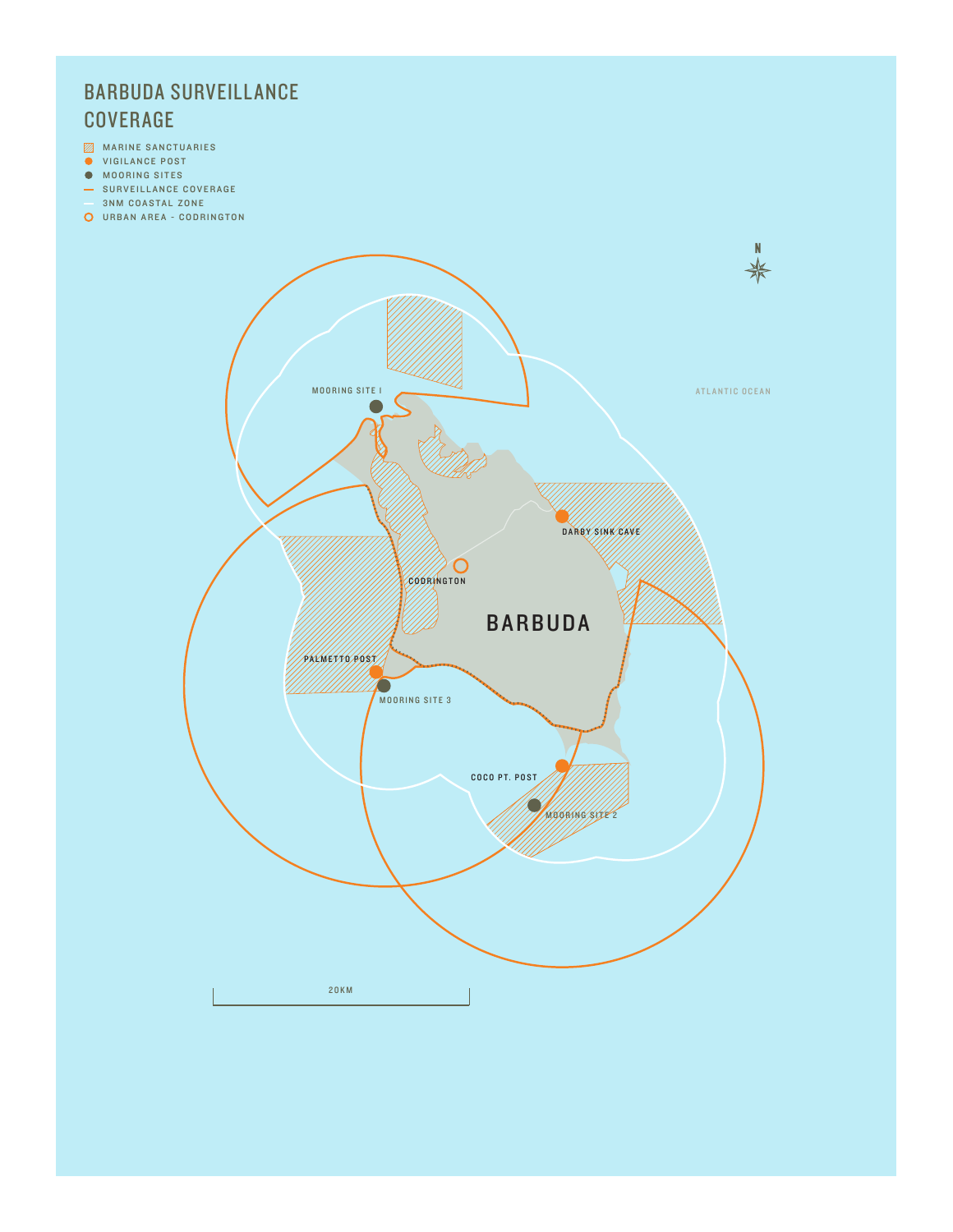# BARBUDA SURVEILLANCE COVERAGE

- MARINE SANCTUARIES
- VIGILANCE POST
- MOORING SITES
- SURVEILLANCE COVERAGE
- 3NM COASTAL ZONE
- URBAN AREA - CODRINGTON

N

ATLANTIC OCEAN

MOORING SITE I

DARBY SINK CAVE

CODRINGTON

BARBUDA

PALMETTO POST

MOORING SITE 3

COCO PT. POST

MOORING SITE 2

20KM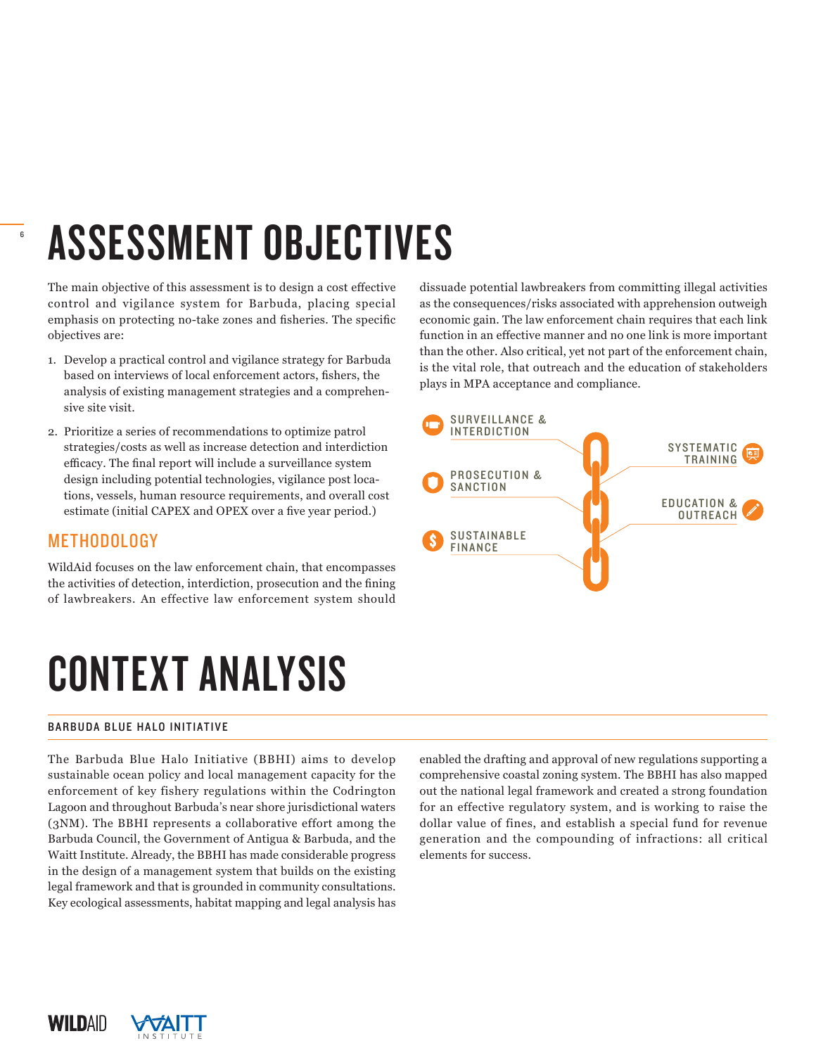# ASSESSMENT OBJECTIVES

The main objective of this assessment is to design a cost effective control and vigilance system for Barbuda, placing special emphasis on protecting no-take zones and fisheries. The specific objectives are:

1. Develop a practical control and vigilance strategy for Barbuda based on interviews of local enforcement actors, fishers, the analysis of existing management strategies and a comprehensive site visit.
2. Prioritize a series of recommendations to optimize patrol strategies/costs as well as increase detection and interdiction efficacy. The final report will include a surveillance system design including potential technologies, vigilance post locations, vessels, human resource requirements, and overall cost estimate (initial CAPEX and OPEX over a five year period.)

## METHODOLOGY

WildAid focuses on the law enforcement chain, that encompasses the activities of detection, interdiction, prosecution and the fining of lawbreakers. An effective law enforcement system should dissuade potential lawbreakers from committing illegal activities as the consequences/risks associated with apprehension outweigh economic gain. The law enforcement chain requires that each link function in an effective manner and no one link is more important than the other. Also critical, yet not part of the enforcement chain, is the vital role, that outreach and the education of stakeholders plays in MPA acceptance and compliance.

SURVEILLANCE & INTERDICTION

PROSECUTION & SANCTION

SUSTAINABLE FINANCE

SYSTEMATIC TRAINING

EDUCATION & OUTREACH

# CONTEXT ANALYSIS

### BARBUDA BLUE HALO INITIATIVE

The Barbuda Blue Halo Initiative (BBHI) aims to develop sustainable ocean policy and local management capacity for the enforcement of key fishery regulations within the Codrington Lagoon and throughout Barbuda's near shore jurisdictional waters (3NM). The BBHI represents a collaborative effort among the Barbuda Council, the Government of Antigua & Barbuda, and the Waitt Institute. Already, the BBHI has made considerable progress in the design of a management system that builds on the existing legal framework and that is grounded in community consultations. Key ecological assessments, habitat mapping and legal analysis has enabled the drafting and approval of new regulations supporting a comprehensive coastal zoning system. The BBHI has also mapped out the national legal framework and created a strong foundation for an effective regulatory system, and is working to raise the dollar value of fines, and establish a special fund for revenue generation and the compounding of infractions: all critical elements for success.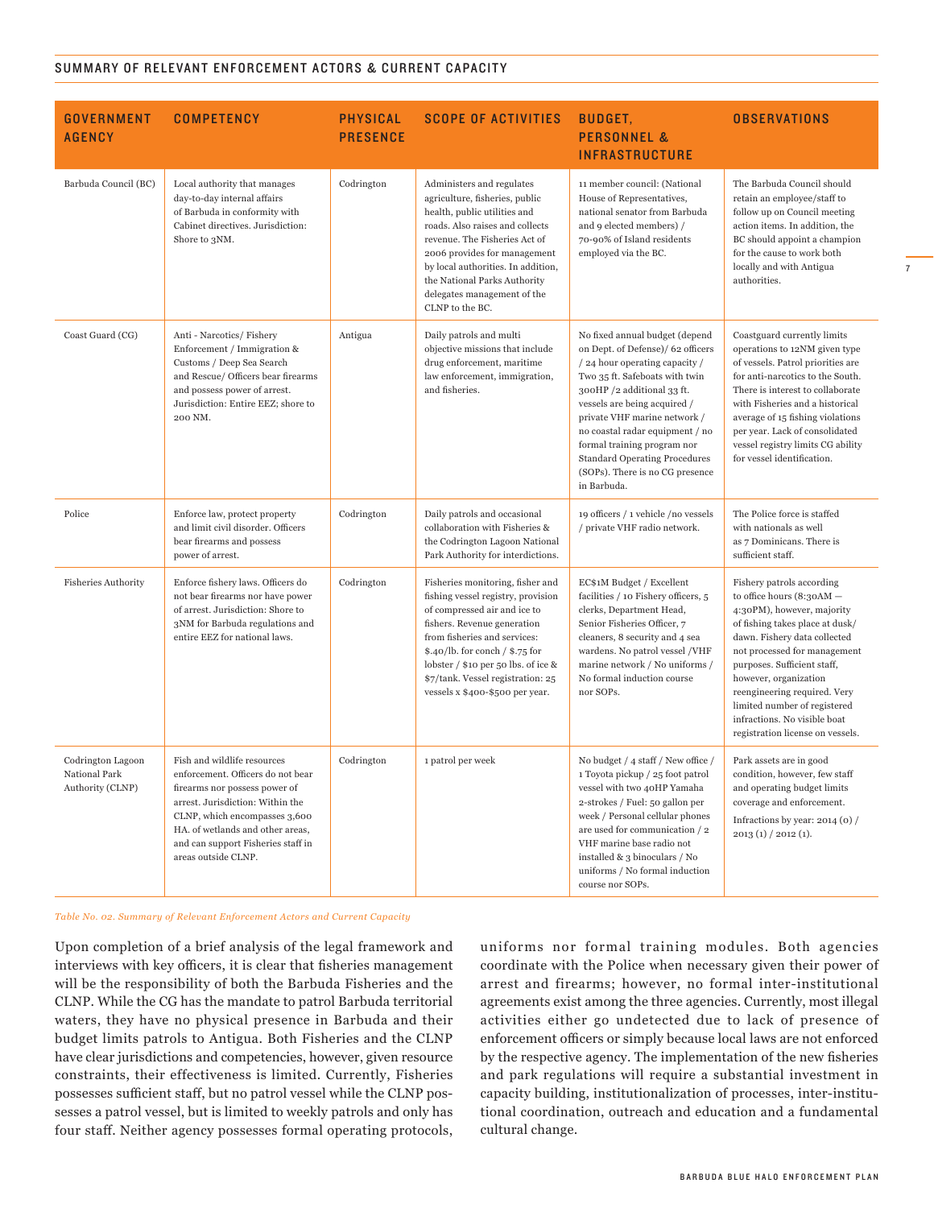## SUMMARY OF RELEVANT ENFORCEMENT ACTORS & CURRENT CAPACITY

| GOVERNMENT AGENCY | COMPETENCY | PHYSICAL PRESENCE | SCOPE OF ACTIVITIES | BUDGET, PERSONNEL & INFRASTRUCTURE | OBSERVATIONS |
|---|---|---|---|---|---|
| Barbuda Council (BC) | Local authority that manages day-to-day internal affairs of Barbuda in conformity with Cabinet directives. Jurisdiction: Shore to 3NM. | Codrington | Administers and regulates agriculture, fisheries, public health, public utilities and roads. Also raises and collects revenue. The Fisheries Act of 2006 provides for management by local authorities. In addition, the National Parks Authority delegates management of the CLNP to the BC. | 11 member council: (National House of Representatives, national senator from Barbuda and 9 elected members) / 70-90% of Island residents employed via the BC. | The Barbuda Council should retain an employee/staff to follow up on Council meeting action items. In addition, the BC should appoint a champion for the cause to work both locally and with Antigua authorities. |
| Coast Guard (CG) | Anti - Narcotics/ Fishery Enforcement / Immigration & Customs / Deep Sea Search and Rescue/ Officers bear firearms and possess power of arrest. Jurisdiction: Entire EEZ; shore to 200 NM. | Antigua | Daily patrols and multi objective missions that include drug enforcement, maritime law enforcement, immigration, and fisheries. | No fixed annual budget (depend on Dept. of Defense)/ 62 officers / 24 hour operating capacity / Two 35 ft. Safeboats with twin 300HP /2 additional 33 ft. vessels are being acquired / private VHF marine network / no coastal radar equipment / no formal training program nor Standard Operating Procedures (SOPs). There is no CG presence in Barbuda. | Coastguard currently limits operations to 12NM given type of vessels. Patrol priorities are for anti-narcotics to the South. There is interest to collaborate with Fisheries and a historical average of 15 fishing violations per year. Lack of consolidated vessel registry limits CG ability for vessel identification. |
| Police | Enforce law, protect property and limit civil disorder. Officers bear firearms and possess power of arrest. | Codrington | Daily patrols and occasional collaboration with Fisheries & the Codrington Lagoon National Park Authority for interdictions. | 19 officers / 1 vehicle /no vessels / private VHF radio network. | The Police force is staffed with nationals as well as 7 Dominicans. There is sufficient staff. |
| Fisheries Authority | Enforce fishery laws. Officers do not bear firearms nor have power of arrest. Jurisdiction: Shore to 3NM for Barbuda regulations and entire EEZ for national laws. | Codrington | Fisheries monitoring, fisher and fishing vessel registry, provision of compressed air and ice to fishers. Revenue generation from fisheries and services: $.40/lb. for conch / $.75 for lobster / $10 per 50 lbs. of ice & $7/tank. Vessel registration: 25 vessels x $400-$500 per year. | EC$1M Budget / Excellent facilities / 10 Fishery officers, 5 clerks, Department Head, Senior Fisheries Officer, 7 cleaners, 8 security and 4 sea wardens. No patrol vessel /VHF marine network / No uniforms / No formal induction course nor SOPs. | Fishery patrols according to office hours (8:30AM — 4:30PM), however, majority of fishing takes place at dusk/ dawn. Fishery data collected not processed for management purposes. Sufficient staff, however, organization reengineering required. Very limited number of registered infractions. No visible boat registration license on vessels. |
| Codrington Lagoon National Park Authority (CLNP) | Fish and wildlife resources enforcement. Officers do not bear firearms nor possess power of arrest. Jurisdiction: Within the CLNP, which encompasses 3,600 HA. of wetlands and other areas, and can support Fisheries staff in areas outside CLNP. | Codrington | 1 patrol per week | No budget / 4 staff / New office / 1 Toyota pickup / 25 foot patrol vessel with two 40HP Yamaha 2-strokes / Fuel: 50 gallon per week / Personal cellular phones are used for communication / 2 VHF marine base radio not installed & 3 binoculars / No uniforms / No formal induction course nor SOPs. | Park assets are in good condition, however, few staff and operating budget limits coverage and enforcement. Infractions by year: 2014 (0) / 2013 (1) / 2012 (1). |

*Table No. 02. Summary of Relevant Enforcement Actors and Current Capacity*

Upon completion of a brief analysis of the legal framework and interviews with key officers, it is clear that fisheries management will be the responsibility of both the Barbuda Fisheries and the CLNP. While the CG has the mandate to patrol Barbuda territorial waters, they have no physical presence in Barbuda and their budget limits patrols to Antigua. Both Fisheries and the CLNP have clear jurisdictions and competencies, however, given resource constraints, their effectiveness is limited. Currently, Fisheries possesses sufficient staff, but no patrol vessel while the CLNP possesses a patrol vessel, but is limited to weekly patrols and only has four staff. Neither agency possesses formal operating protocols, uniforms nor formal training modules. Both agencies coordinate with the Police when necessary given their power of arrest and firearms; however, no formal inter-institutional agreements exist among the three agencies. Currently, most illegal activities either go undetected due to lack of presence of enforcement officers or simply because local laws are not enforced by the respective agency. The implementation of the new fisheries and park regulations will require a substantial investment in capacity building, institutionalization of processes, inter-institutional coordination, outreach and education and a fundamental cultural change.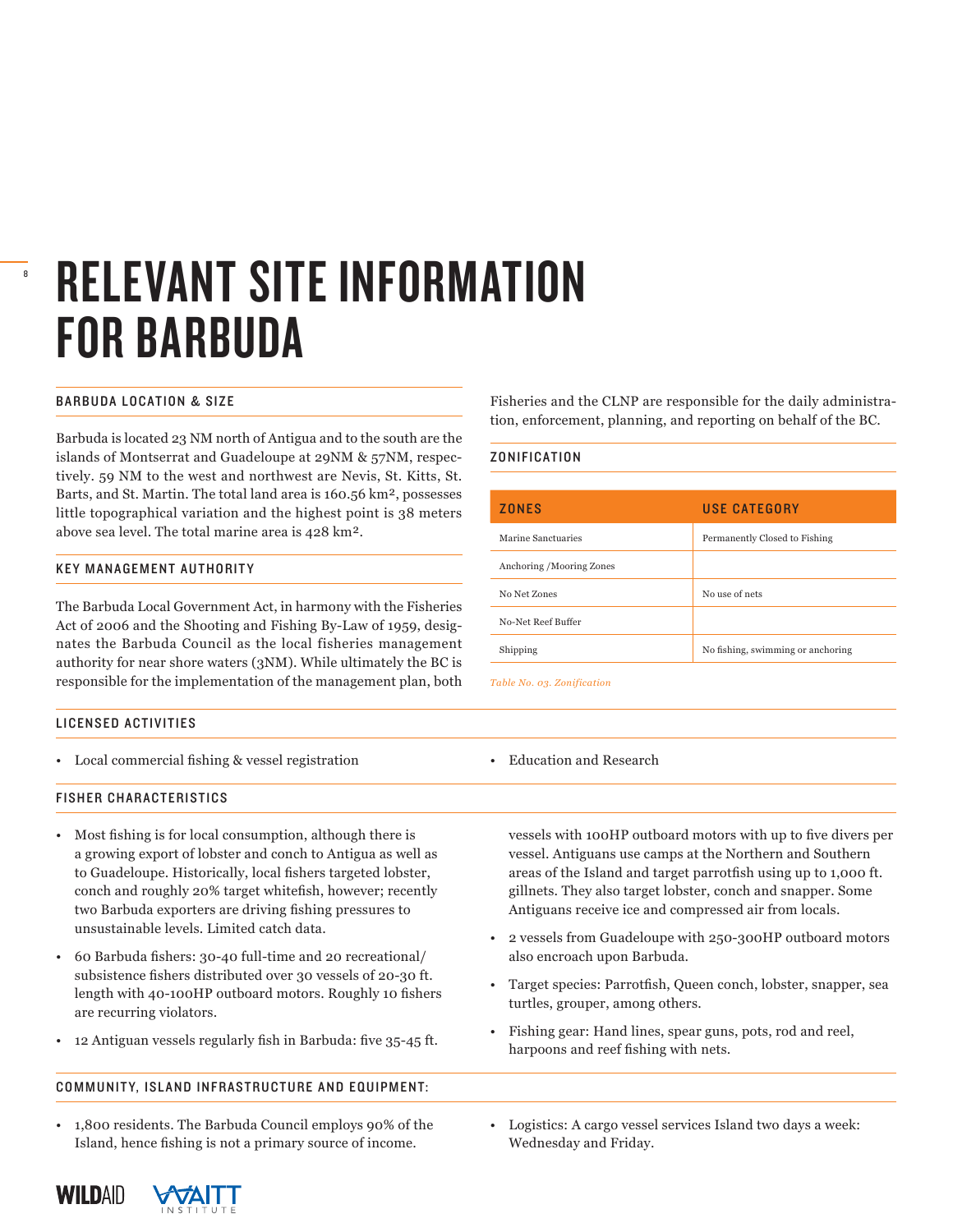# RELEVANT SITE INFORMATION FOR BARBUDA

## BARBUDA LOCATION & SIZE

Barbuda is located 23 NM north of Antigua and to the south are the islands of Montserrat and Guadeloupe at 29NM & 57NM, respectively. 59 NM to the west and northwest are Nevis, St. Kitts, St. Barts, and St. Martin. The total land area is 160.56 km², possesses little topographical variation and the highest point is 38 meters above sea level. The total marine area is 428 km².

## KEY MANAGEMENT AUTHORITY

The Barbuda Local Government Act, in harmony with the Fisheries Act of 2006 and the Shooting and Fishing By-Law of 1959, designates the Barbuda Council as the local fisheries management authority for near shore waters (3NM). While ultimately the BC is responsible for the implementation of the management plan, both Fisheries and the CLNP are responsible for the daily administration, enforcement, planning, and reporting on behalf of the BC.

## ZONIFICATION

| ZONES | USE CATEGORY |
|---|---|
| Marine Sanctuaries | Permanently Closed to Fishing |
| Anchoring /Mooring Zones | |
| No Net Zones | No use of nets |
| No-Net Reef Buffer | |
| Shipping | No fishing, swimming or anchoring |

*Table No. 03. Zonification*

## LICENSED ACTIVITIES

- Local commercial fishing & vessel registration
- Education and Research

## FISHER CHARACTERISTICS

- Most fishing is for local consumption, although there is a growing export of lobster and conch to Antigua as well as to Guadeloupe. Historically, local fishers targeted lobster, conch and roughly 20% target whitefish, however; recently two Barbuda exporters are driving fishing pressures to unsustainable levels. Limited catch data.
- 60 Barbuda fishers: 30-40 full-time and 20 recreational/ subsistence fishers distributed over 30 vessels of 20-30 ft. length with 40-100HP outboard motors. Roughly 10 fishers are recurring violators.
- 12 Antiguan vessels regularly fish in Barbuda: five 35-45 ft. vessels with 100HP outboard motors with up to five divers per vessel. Antiguans use camps at the Northern and Southern areas of the Island and target parrotfish using up to 1,000 ft. gillnets. They also target lobster, conch and snapper. Some Antiguans receive ice and compressed air from locals.
- 2 vessels from Guadeloupe with 250-300HP outboard motors also encroach upon Barbuda.
- Target species: Parrotfish, Queen conch, lobster, snapper, sea turtles, grouper, among others.
- Fishing gear: Hand lines, spear guns, pots, rod and reel, harpoons and reef fishing with nets.

## COMMUNITY, ISLAND INFRASTRUCTURE AND EQUIPMENT:

- 1,800 residents. The Barbuda Council employs 90% of the Island, hence fishing is not a primary source of income.
- Logistics: A cargo vessel services Island two days a week: Wednesday and Friday.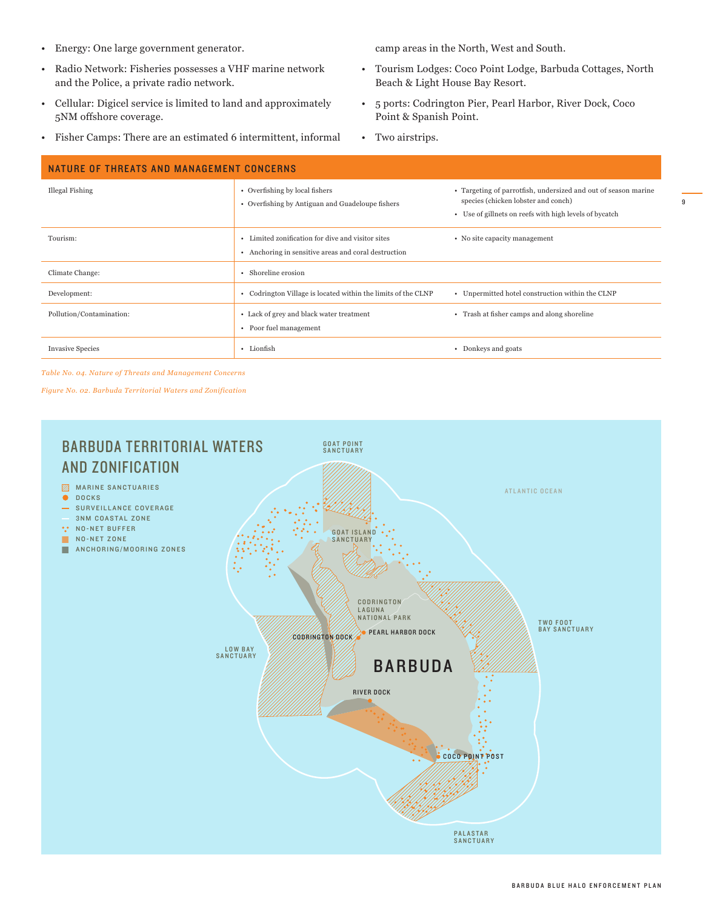- Energy: One large government generator.
- Radio Network: Fisheries possesses a VHF marine network and the Police, a private radio network.
- Cellular: Digicel service is limited to land and approximately 5NM offshore coverage.
- Fisher Camps: There are an estimated 6 intermittent, informal camp areas in the North, West and South.
- Tourism Lodges: Coco Point Lodge, Barbuda Cottages, North Beach & Light House Bay Resort.
- 5 ports: Codrington Pier, Pearl Harbor, River Dock, Coco Point & Spanish Point.
- Two airstrips.

| NATURE OF THREATS AND MANAGEMENT CONCERNS | | |
|---|---|---|
| Illegal Fishing | • Overfishing by local fishers<br>• Overfishing by Antiguan and Guadeloupe fishers | • Targeting of parrotfish, undersized and out of season marine species (chicken lobster and conch)<br>• Use of gillnets on reefs with high levels of bycatch |
| Tourism: | • Limited zonification for dive and visitor sites<br>• Anchoring in sensitive areas and coral destruction | • No site capacity management |
| Climate Change: | • Shoreline erosion | |
| Development: | • Codrington Village is located within the limits of the CLNP | • Unpermitted hotel construction within the CLNP |
| Pollution/Contamination: | • Lack of grey and black water treatment<br>• Poor fuel management | • Trash at fisher camps and along shoreline |
| Invasive Species | • Lionfish | • Donkeys and goats |

*Table No. 04. Nature of Threats and Management Concerns*

*Figure No. 02. Barbuda Territorial Waters and Zonification*

## BARBUDA TERRITORIAL WATERS AND ZONIFICATION

- MARINE SANCTUARIES
- DOCKS
- SURVEILLANCE COVERAGE
- 3NM COASTAL ZONE
- NO-NET BUFFER
- NO-NET ZONE
- ANCHORING/MOORING ZONES

GOAT POINT SANCTUARY

ATLANTIC OCEAN

GOAT ISLAND SANCTUARY

CODRINGTON LAGUNA NATIONAL PARK

TWO FOOT BAY SANCTUARY

PEARL HARBOR DOCK

CODRINGTON DOCK

LOW BAY SANCTUARY

BARBUDA

RIVER DOCK

COCO POINT POST

PALASTAR SANCTUARY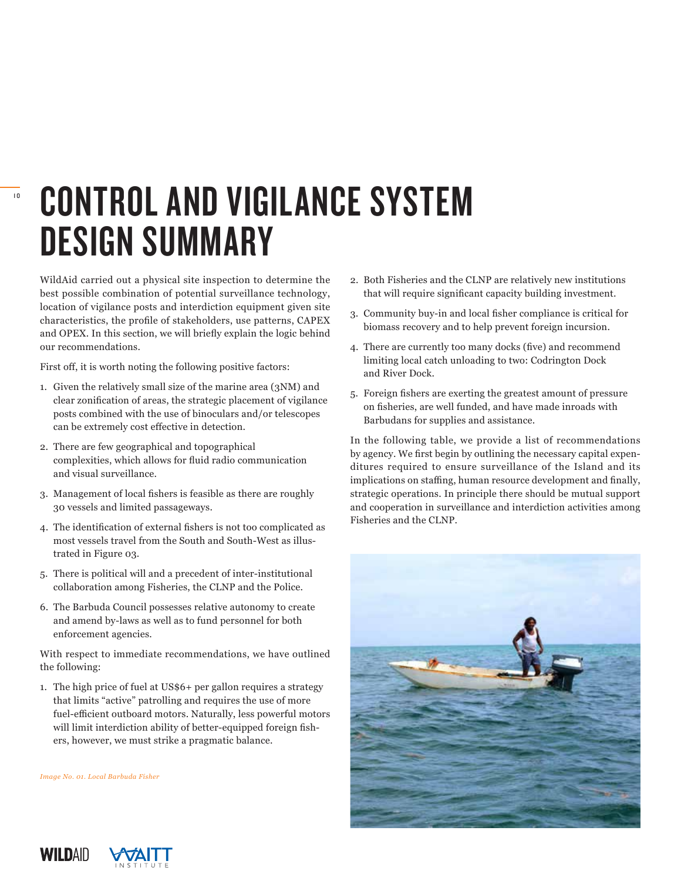# CONTROL AND VIGILANCE SYSTEM DESIGN SUMMARY

WildAid carried out a physical site inspection to determine the best possible combination of potential surveillance technology, location of vigilance posts and interdiction equipment given site characteristics, the profile of stakeholders, use patterns, CAPEX and OPEX. In this section, we will briefly explain the logic behind our recommendations.

First off, it is worth noting the following positive factors:

1. Given the relatively small size of the marine area (3NM) and clear zonification of areas, the strategic placement of vigilance posts combined with the use of binoculars and/or telescopes can be extremely cost effective in detection.
2. There are few geographical and topographical complexities, which allows for fluid radio communication and visual surveillance.
3. Management of local fishers is feasible as there are roughly 30 vessels and limited passageways.
4. The identification of external fishers is not too complicated as most vessels travel from the South and South-West as illustrated in Figure 03.
5. There is political will and a precedent of inter-institutional collaboration among Fisheries, the CLNP and the Police.
6. The Barbuda Council possesses relative autonomy to create and amend by-laws as well as to fund personnel for both enforcement agencies.

With respect to immediate recommendations, we have outlined the following:

1. The high price of fuel at US$6+ per gallon requires a strategy that limits "active" patrolling and requires the use of more fuel-efficient outboard motors. Naturally, less powerful motors will limit interdiction ability of better-equipped foreign fishers, however, we must strike a pragmatic balance.
2. Both Fisheries and the CLNP are relatively new institutions that will require significant capacity building investment.
3. Community buy-in and local fisher compliance is critical for biomass recovery and to help prevent foreign incursion.
4. There are currently too many docks (five) and recommend limiting local catch unloading to two: Codrington Dock and River Dock.
5. Foreign fishers are exerting the greatest amount of pressure on fisheries, are well funded, and have made inroads with Barbudans for supplies and assistance.

In the following table, we provide a list of recommendations by agency. We first begin by outlining the necessary capital expenditures required to ensure surveillance of the Island and its implications on staffing, human resource development and finally, strategic operations. In principle there should be mutual support and cooperation in surveillance and interdiction activities among Fisheries and the CLNP.

*Image No. 01. Local Barbuda Fisher*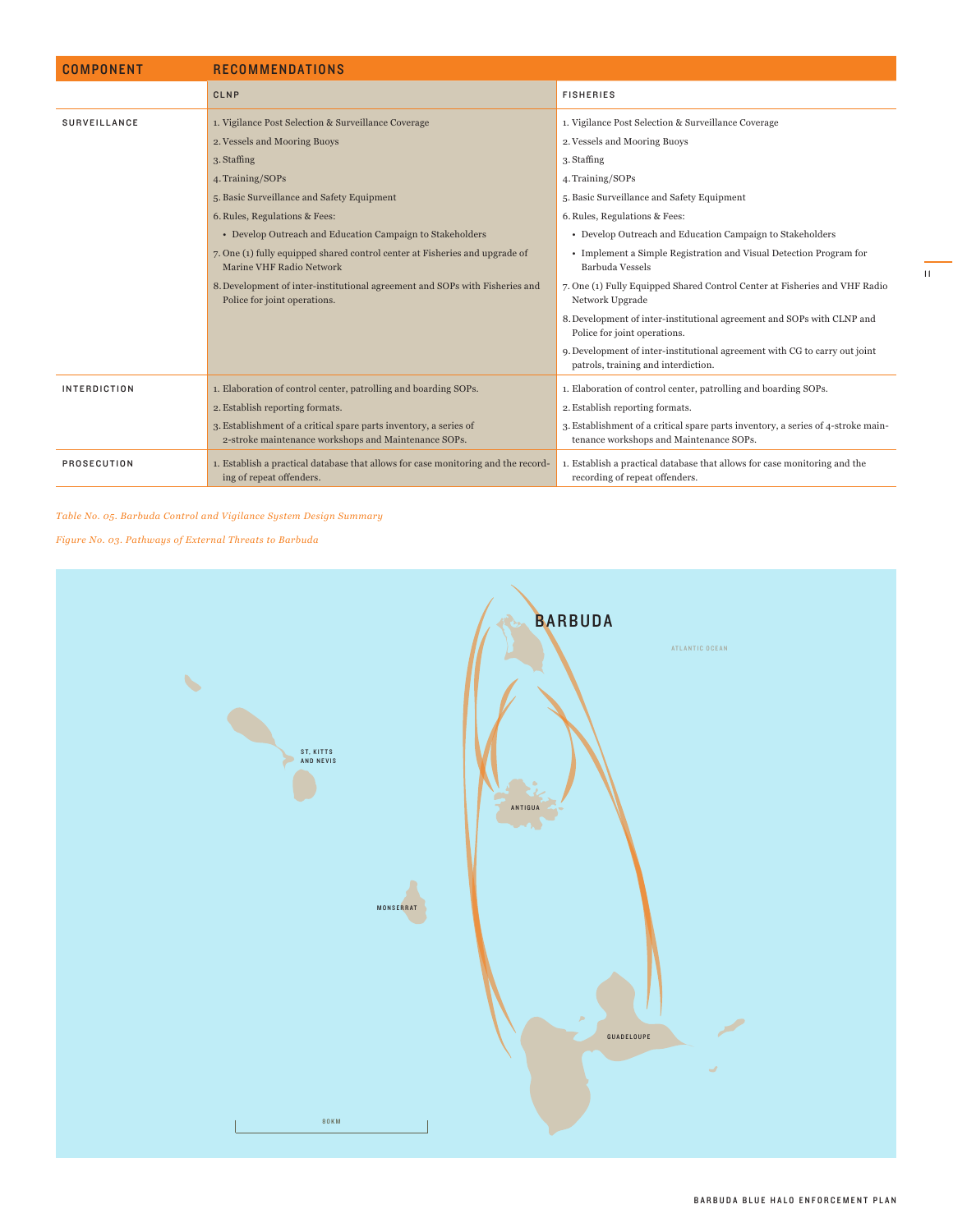| COMPONENT | RECOMMENDATIONS | |
|---|---|---|
| | CLNP | FISHERIES |
| SURVEILLANCE | 1. Vigilance Post Selection & Surveillance Coverage<br>2. Vessels and Mooring Buoys<br>3. Staffing<br>4. Training/SOPs<br>5. Basic Surveillance and Safety Equipment<br>6. Rules, Regulations & Fees:<br>• Develop Outreach and Education Campaign to Stakeholders<br>7. One (1) fully equipped shared control center at Fisheries and upgrade of Marine VHF Radio Network<br>8. Development of inter-institutional agreement and SOPs with Fisheries and Police for joint operations. | 1. Vigilance Post Selection & Surveillance Coverage<br>2. Vessels and Mooring Buoys<br>3. Staffing<br>4. Training/SOPs<br>5. Basic Surveillance and Safety Equipment<br>6. Rules, Regulations & Fees:<br>• Develop Outreach and Education Campaign to Stakeholders<br>• Implement a Simple Registration and Visual Detection Program for Barbuda Vessels<br>7. One (1) Fully Equipped Shared Control Center at Fisheries and VHF Radio Network Upgrade<br>8. Development of inter-institutional agreement and SOPs with CLNP and Police for joint operations.<br>9. Development of inter-institutional agreement with CG to carry out joint patrols, training and interdiction. |
| INTERDICTION | 1. Elaboration of control center, patrolling and boarding SOPs.<br>2. Establish reporting formats.<br>3. Establishment of a critical spare parts inventory, a series of 2-stroke maintenance workshops and Maintenance SOPs. | 1. Elaboration of control center, patrolling and boarding SOPs.<br>2. Establish reporting formats.<br>3. Establishment of a critical spare parts inventory, a series of 4-stroke maintenance workshops and Maintenance SOPs. |
| PROSECUTION | 1. Establish a practical database that allows for case monitoring and the recording of repeat offenders. | 1. Establish a practical database that allows for case monitoring and the recording of repeat offenders. |

*Table No. 05. Barbuda Control and Vigilance System Design Summary*

*Figure No. 03. Pathways of External Threats to Barbuda*

BARBUDA

ATLANTIC OCEAN

ST. KITTS AND NEVIS

ANTIGUA

MONSERRAT

GUADELOUPE

80KM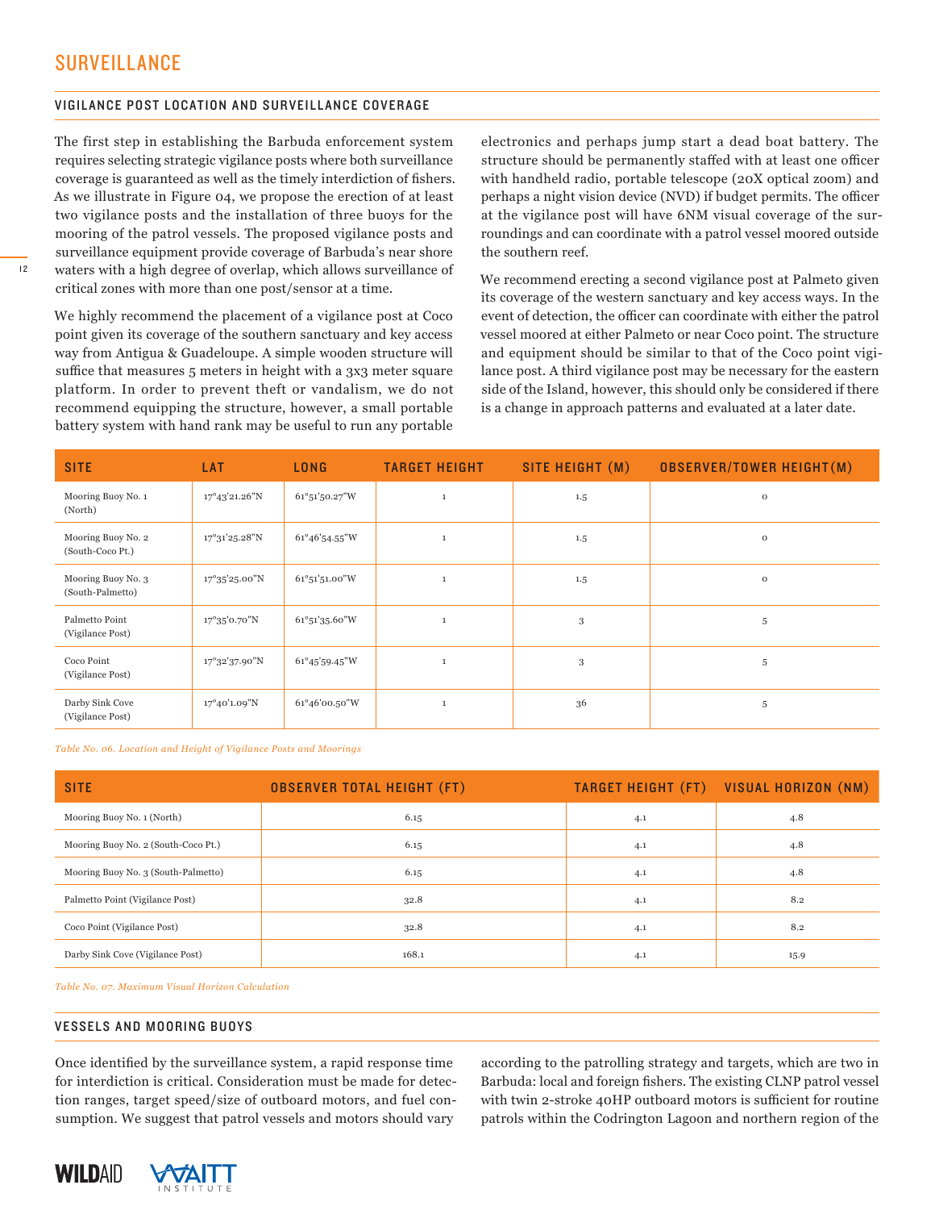# SURVEILLANCE

## VIGILANCE POST LOCATION AND SURVEILLANCE COVERAGE

The first step in establishing the Barbuda enforcement system requires selecting strategic vigilance posts where both surveillance coverage is guaranteed as well as the timely interdiction of fishers. As we illustrate in Figure 04, we propose the erection of at least two vigilance posts and the installation of three buoys for the mooring of the patrol vessels. The proposed vigilance posts and surveillance equipment provide coverage of Barbuda's near shore waters with a high degree of overlap, which allows surveillance of critical zones with more than one post/sensor at a time.

We highly recommend the placement of a vigilance post at Coco point given its coverage of the southern sanctuary and key access way from Antigua & Guadeloupe. A simple wooden structure will suffice that measures 5 meters in height with a 3x3 meter square platform. In order to prevent theft or vandalism, we do not recommend equipping the structure, however, a small portable battery system with hand rank may be useful to run any portable electronics and perhaps jump start a dead boat battery. The structure should be permanently staffed with at least one officer with handheld radio, portable telescope (20X optical zoom) and perhaps a night vision device (NVD) if budget permits. The officer at the vigilance post will have 6NM visual coverage of the surroundings and can coordinate with a patrol vessel moored outside the southern reef.

We recommend erecting a second vigilance post at Palmeto given its coverage of the western sanctuary and key access ways. In the event of detection, the officer can coordinate with either the patrol vessel moored at either Palmeto or near Coco point. The structure and equipment should be similar to that of the Coco point vigilance post. A third vigilance post may be necessary for the eastern side of the Island, however, this should only be considered if there is a change in approach patterns and evaluated at a later date.

| SITE | LAT | LONG | TARGET HEIGHT | SITE HEIGHT (M) | OBSERVER/TOWER HEIGHT(M) |
|---|---|---|---|---|---|
| Mooring Buoy No. 1 (North) | 17°43'21.26"N | 61°51'50.27"W | 1 | 1.5 | 0 |
| Mooring Buoy No. 2 (South-Coco Pt.) | 17°31'25.28"N | 61°46'54.55"W | 1 | 1.5 | 0 |
| Mooring Buoy No. 3 (South-Palmetto) | 17°35'25.00"N | 61°51'51.00"W | 1 | 1.5 | 0 |
| Palmetto Point (Vigilance Post) | 17°35'0.70"N | 61°51'35.60"W | 1 | 3 | 5 |
| Coco Point (Vigilance Post) | 17°32'37.90"N | 61°45'59.45"W | 1 | 3 | 5 |
| Darby Sink Cove (Vigilance Post) | 17°40'1.09"N | 61°46'00.50"W | 1 | 36 | 5 |

*Table No. 06. Location and Height of Vigilance Posts and Moorings*

| SITE | OBSERVER TOTAL HEIGHT (FT) | TARGET HEIGHT (FT) | VISUAL HORIZON (NM) |
|---|---|---|---|
| Mooring Buoy No. 1 (North) | 6.15 | 4.1 | 4.8 |
| Mooring Buoy No. 2 (South-Coco Pt.) | 6.15 | 4.1 | 4.8 |
| Mooring Buoy No. 3 (South-Palmetto) | 6.15 | 4.1 | 4.8 |
| Palmetto Point (Vigilance Post) | 32.8 | 4.1 | 8.2 |
| Coco Point (Vigilance Post) | 32.8 | 4.1 | 8.2 |
| Darby Sink Cove (Vigilance Post) | 168.1 | 4.1 | 15.9 |

*Table No. 07. Maximum Visual Horizon Calculation*

## VESSELS AND MOORING BUOYS

Once identified by the surveillance system, a rapid response time for interdiction is critical. Consideration must be made for detection ranges, target speed/size of outboard motors, and fuel consumption. We suggest that patrol vessels and motors should vary according to the patrolling strategy and targets, which are two in Barbuda: local and foreign fishers. The existing CLNP patrol vessel with twin 2-stroke 40HP outboard motors is sufficient for routine patrols within the Codrington Lagoon and northern region of the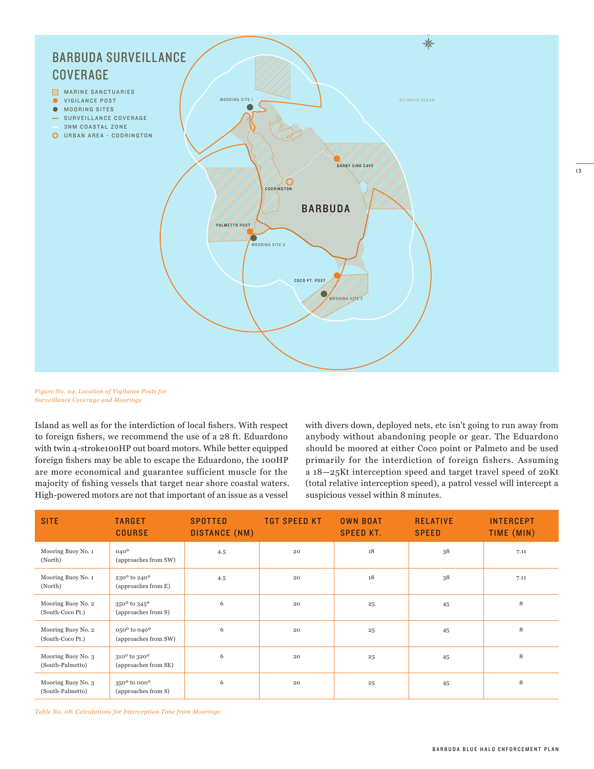*Figure No. 04. Location of Vigilance Posts for Surveillance Coverage and Moorings*

Island as well as for the interdiction of local fishers. With respect to foreign fishers, we recommend the use of a 28 ft. Eduardono with twin 4-stroke100HP out board motors. While better equipped foreign fishers may be able to escape the Eduardono, the 100HP are more economical and guarantee sufficient muscle for the majority of fishing vessels that target near shore coastal waters. High-powered motors are not that important of an issue as a vessel with divers down, deployed nets, etc isn't going to run away from anybody without abandoning people or gear. The Eduardono should be moored at either Coco point or Palmeto and be used primarily for the interdiction of foreign fishers. Assuming a 18—25Kt interception speed and target travel speed of 20Kt (total relative interception speed), a patrol vessel will intercept a suspicious vessel within 8 minutes.

| SITE | TARGET COURSE | SPOTTED DISTANCE (NM) | TGT SPEED KT | OWN BOAT SPEED KT. | RELATIVE SPEED | INTERCEPT TIME (MIN) |
|---|---|---|---|---|---|---|
| Mooring Buoy No. 1 (North) | 040° (approaches from SW) | 4.5 | 20 | 18 | 38 | 7.11 |
| Mooring Buoy No. 1 (North) | 230° to 240° (approaches from E) | 4.5 | 20 | 18 | 38 | 7.11 |
| Mooring Buoy No. 2 (South-Coco Pt.) | 350° to 345° (approaches from S) | 6 | 20 | 25 | 45 | 8 |
| Mooring Buoy No. 2 (South-Coco Pt.) | 050° to 040° (approaches from SW) | 6 | 20 | 25 | 45 | 8 |
| Mooring Buoy No. 3 (South-Palmetto) | 310° to 320° (approaches from SE) | 6 | 20 | 25 | 45 | 8 |
| Mooring Buoy No. 3 (South-Palmetto) | 350° to 000° (approaches from S) | 6 | 20 | 25 | 45 | 8 |

*Table No. 08. Calculations for Interception Time from Moorings*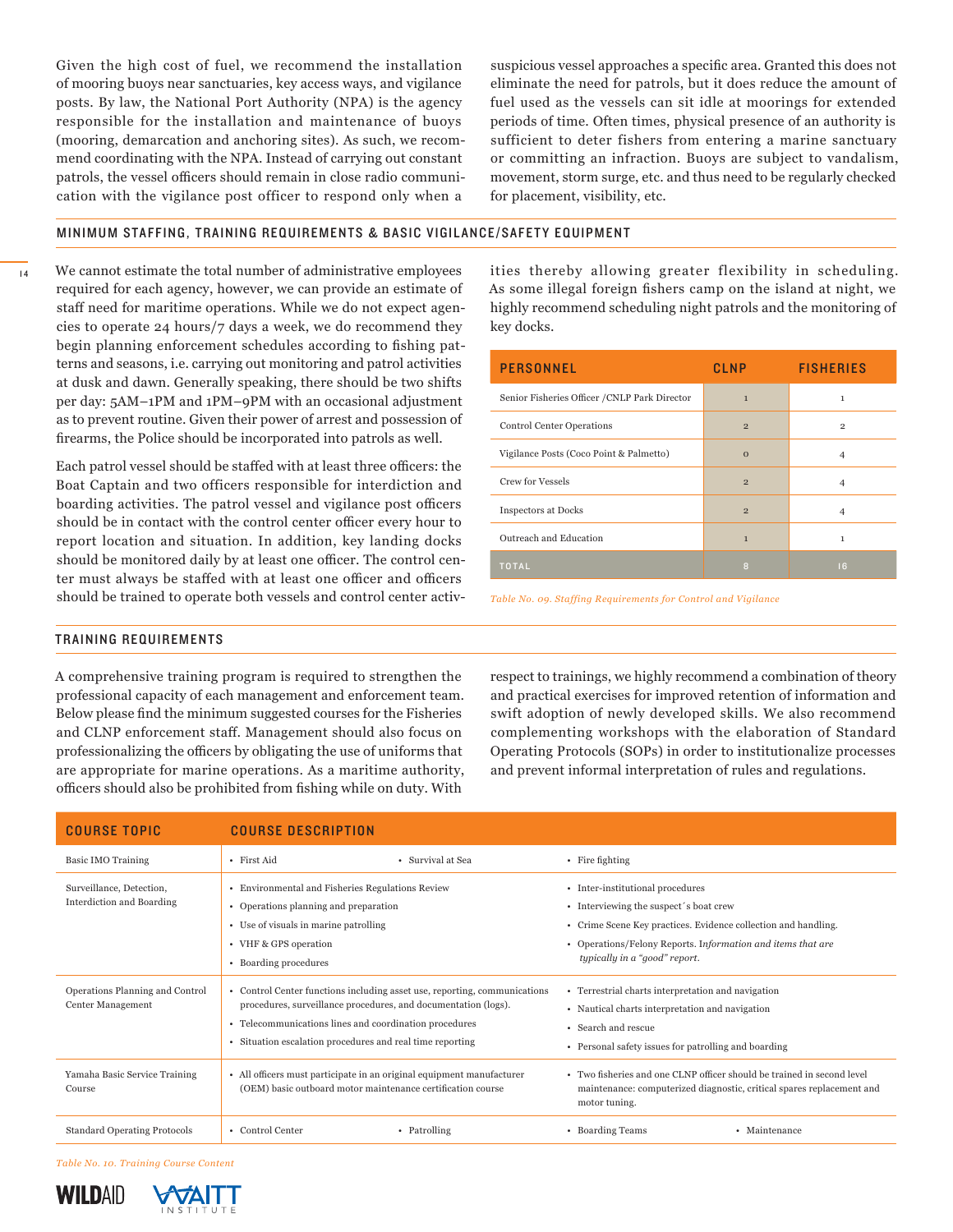Given the high cost of fuel, we recommend the installation of mooring buoys near sanctuaries, key access ways, and vigilance posts. By law, the National Port Authority (NPA) is the agency responsible for the installation and maintenance of buoys (mooring, demarcation and anchoring sites). As such, we recommend coordinating with the NPA. Instead of carrying out constant patrols, the vessel officers should remain in close radio communication with the vigilance post officer to respond only when a suspicious vessel approaches a specific area. Granted this does not eliminate the need for patrols, but it does reduce the amount of fuel used as the vessels can sit idle at moorings for extended periods of time. Often times, physical presence of an authority is sufficient to deter fishers from entering a marine sanctuary or committing an infraction. Buoys are subject to vandalism, movement, storm surge, etc. and thus need to be regularly checked for placement, visibility, etc.

## MINIMUM STAFFING, TRAINING REQUIREMENTS & BASIC VIGILANCE/SAFETY EQUIPMENT

We cannot estimate the total number of administrative employees required for each agency, however, we can provide an estimate of staff need for maritime operations. While we do not expect agencies to operate 24 hours/7 days a week, we do recommend they begin planning enforcement schedules according to fishing patterns and seasons, i.e. carrying out monitoring and patrol activities at dusk and dawn. Generally speaking, there should be two shifts per day: 5AM–1PM and 1PM–9PM with an occasional adjustment as to prevent routine. Given their power of arrest and possession of firearms, the Police should be incorporated into patrols as well.

Each patrol vessel should be staffed with at least three officers: the Boat Captain and two officers responsible for interdiction and boarding activities. The patrol vessel and vigilance post officers should be in contact with the control center officer every hour to report location and situation. In addition, key landing docks should be monitored daily by at least one officer. The control center must always be staffed with at least one officer and officers should be trained to operate both vessels and control center activities thereby allowing greater flexibility in scheduling. As some illegal foreign fishers camp on the island at night, we highly recommend scheduling night patrols and the monitoring of key docks.

| PERSONNEL | CLNP | FISHERIES |
| --- | --- | --- |
| Senior Fisheries Officer /CNLP Park Director | 1 | 1 |
| Control Center Operations | 2 | 2 |
| Vigilance Posts (Coco Point & Palmetto) | 0 | 4 |
| Crew for Vessels | 2 | 4 |
| Inspectors at Docks | 2 | 4 |
| Outreach and Education | 1 | 1 |
| TOTAL | 8 | 16 |

*Table No. 09. Staffing Requirements for Control and Vigilance*

## TRAINING REQUIREMENTS

A comprehensive training program is required to strengthen the professional capacity of each management and enforcement team. Below please find the minimum suggested courses for the Fisheries and CLNP enforcement staff. Management should also focus on professionalizing the officers by obligating the use of uniforms that are appropriate for marine operations. As a maritime authority, officers should also be prohibited from fishing while on duty. With respect to trainings, we highly recommend a combination of theory and practical exercises for improved retention of information and swift adoption of newly developed skills. We also recommend complementing workshops with the elaboration of Standard Operating Protocols (SOPs) in order to institutionalize processes and prevent informal interpretation of rules and regulations.

| COURSE TOPIC | COURSE DESCRIPTION |
| --- | --- |
| Basic IMO Training | • First Aid • Survival at Sea • Fire fighting |
| Surveillance, Detection, Interdiction and Boarding | • Environmental and Fisheries Regulations Review<br>• Operations planning and preparation<br>• Use of visuals in marine patrolling<br>• VHF & GPS operation<br>• Boarding procedures<br>• Inter-institutional procedures<br>• Interviewing the suspect´s boat crew<br>• Crime Scene Key practices. Evidence collection and handling.<br>• Operations/Felony Reports. *Information and items that are typically in a "good" report.* |
| Operations Planning and Control Center Management | • Control Center functions including asset use, reporting, communications procedures, surveillance procedures, and documentation (logs).<br>• Telecommunications lines and coordination procedures<br>• Situation escalation procedures and real time reporting<br>• Terrestrial charts interpretation and navigation<br>• Nautical charts interpretation and navigation<br>• Search and rescue<br>• Personal safety issues for patrolling and boarding |
| Yamaha Basic Service Training Course | • All officers must participate in an original equipment manufacturer (OEM) basic outboard motor maintenance certification course<br>• Two fisheries and one CLNP officer should be trained in second level maintenance: computerized diagnostic, critical spares replacement and motor tuning. |
| Standard Operating Protocols | • Control Center • Patrolling • Boarding Teams • Maintenance |

*Table No. 10. Training Course Content*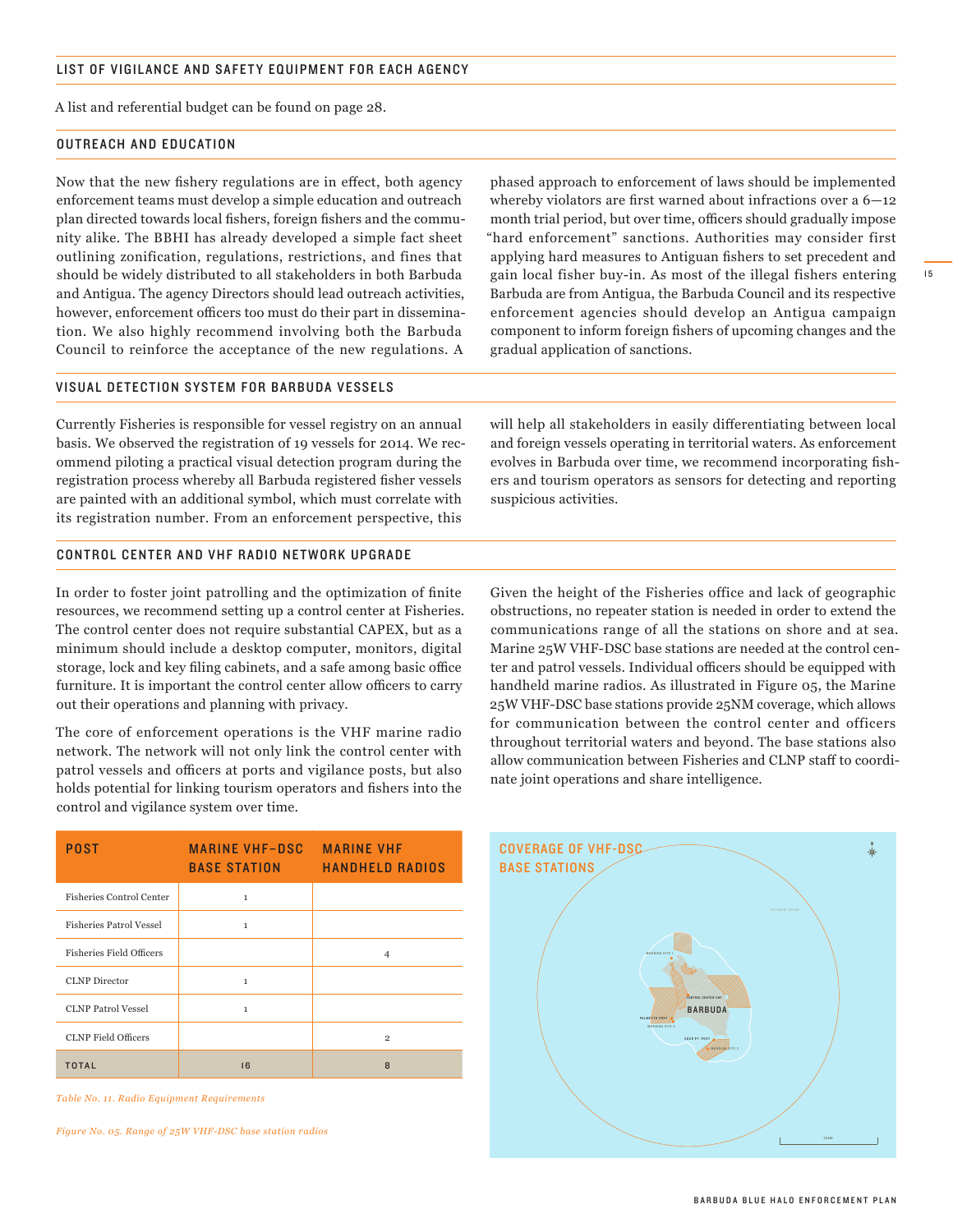## LIST OF VIGILANCE AND SAFETY EQUIPMENT FOR EACH AGENCY

A list and referential budget can be found on page 28.

## OUTREACH AND EDUCATION

Now that the new fishery regulations are in effect, both agency enforcement teams must develop a simple education and outreach plan directed towards local fishers, foreign fishers and the community alike. The BBHI has already developed a simple fact sheet outlining zonification, regulations, restrictions, and fines that should be widely distributed to all stakeholders in both Barbuda and Antigua. The agency Directors should lead outreach activities, however, enforcement officers too must do their part in dissemination. We also highly recommend involving both the Barbuda Council to reinforce the acceptance of the new regulations. A phased approach to enforcement of laws should be implemented whereby violators are first warned about infractions over a 6—12 month trial period, but over time, officers should gradually impose "hard enforcement" sanctions. Authorities may consider first applying hard measures to Antiguan fishers to set precedent and gain local fisher buy-in. As most of the illegal fishers entering Barbuda are from Antigua, the Barbuda Council and its respective enforcement agencies should develop an Antigua campaign component to inform foreign fishers of upcoming changes and the gradual application of sanctions.

## VISUAL DETECTION SYSTEM FOR BARBUDA VESSELS

Currently Fisheries is responsible for vessel registry on an annual basis. We observed the registration of 19 vessels for 2014. We recommend piloting a practical visual detection program during the registration process whereby all Barbuda registered fisher vessels are painted with an additional symbol, which must correlate with its registration number. From an enforcement perspective, this will help all stakeholders in easily differentiating between local and foreign vessels operating in territorial waters. As enforcement evolves in Barbuda over time, we recommend incorporating fishers and tourism operators as sensors for detecting and reporting suspicious activities.

## CONTROL CENTER AND VHF RADIO NETWORK UPGRADE

In order to foster joint patrolling and the optimization of finite resources, we recommend setting up a control center at Fisheries. The control center does not require substantial CAPEX, but as a minimum should include a desktop computer, monitors, digital storage, lock and key filing cabinets, and a safe among basic office furniture. It is important the control center allow officers to carry out their operations and planning with privacy.

The core of enforcement operations is the VHF marine radio network. The network will not only link the control center with patrol vessels and officers at ports and vigilance posts, but also holds potential for linking tourism operators and fishers into the control and vigilance system over time.

Given the height of the Fisheries office and lack of geographic obstructions, no repeater station is needed in order to extend the communications range of all the stations on shore and at sea. Marine 25W VHF-DSC base stations are needed at the control center and patrol vessels. Individual officers should be equipped with handheld marine radios. As illustrated in Figure 05, the Marine 25W VHF-DSC base stations provide 25NM coverage, which allows for communication between the control center and officers throughout territorial waters and beyond. The base stations also allow communication between Fisheries and CLNP staff to coordinate joint operations and share intelligence.

| POST | MARINE VHF-DSC BASE STATION | MARINE VHF HANDHELD RADIOS |
|---|---|---|
| Fisheries Control Center | 1 | |
| Fisheries Patrol Vessel | 1 | |
| Fisheries Field Officers | | 4 |
| CLNP Director | 1 | |
| CLNP Patrol Vessel | 1 | |
| CLNP Field Officers | | 2 |
| TOTAL | 16 | 8 |

*Table No. 11. Radio Equipment Requirements*

COVERAGE OF VHF-DSC BASE STATIONS

*Figure No. 05. Range of 25W VHF-DSC base station radios*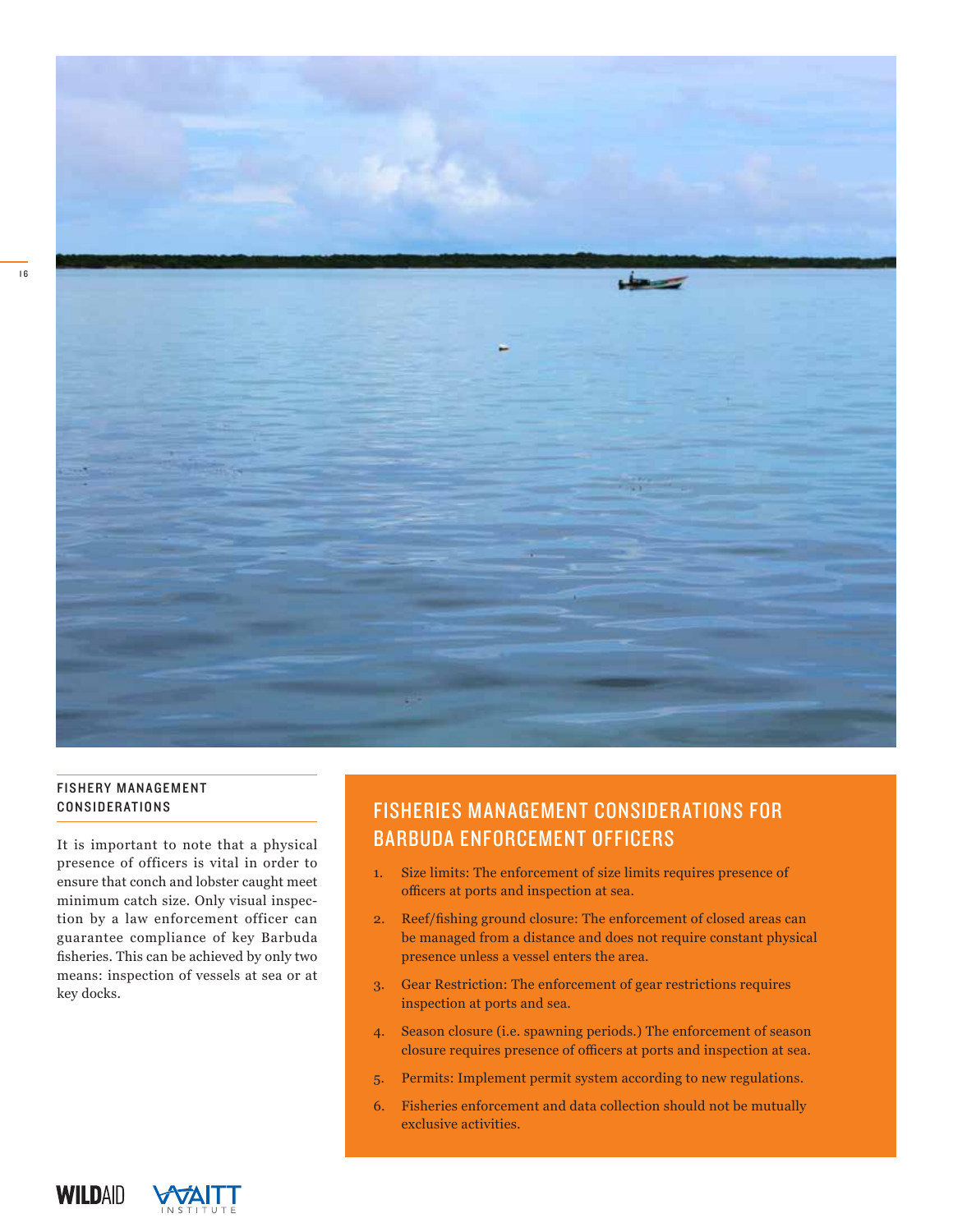## FISHERY MANAGEMENT CONSIDERATIONS

It is important to note that a physical presence of officers is vital in order to ensure that conch and lobster caught meet minimum catch size. Only visual inspection by a law enforcement officer can guarantee compliance of key Barbuda fisheries. This can be achieved by only two means: inspection of vessels at sea or at key docks.

## FISHERIES MANAGEMENT CONSIDERATIONS FOR BARBUDA ENFORCEMENT OFFICERS

1. Size limits: The enforcement of size limits requires presence of officers at ports and inspection at sea.
2. Reef/fishing ground closure: The enforcement of closed areas can be managed from a distance and does not require constant physical presence unless a vessel enters the area.
3. Gear Restriction: The enforcement of gear restrictions requires inspection at ports and sea.
4. Season closure (i.e. spawning periods.) The enforcement of season closure requires presence of officers at ports and inspection at sea.
5. Permits: Implement permit system according to new regulations.
6. Fisheries enforcement and data collection should not be mutually exclusive activities.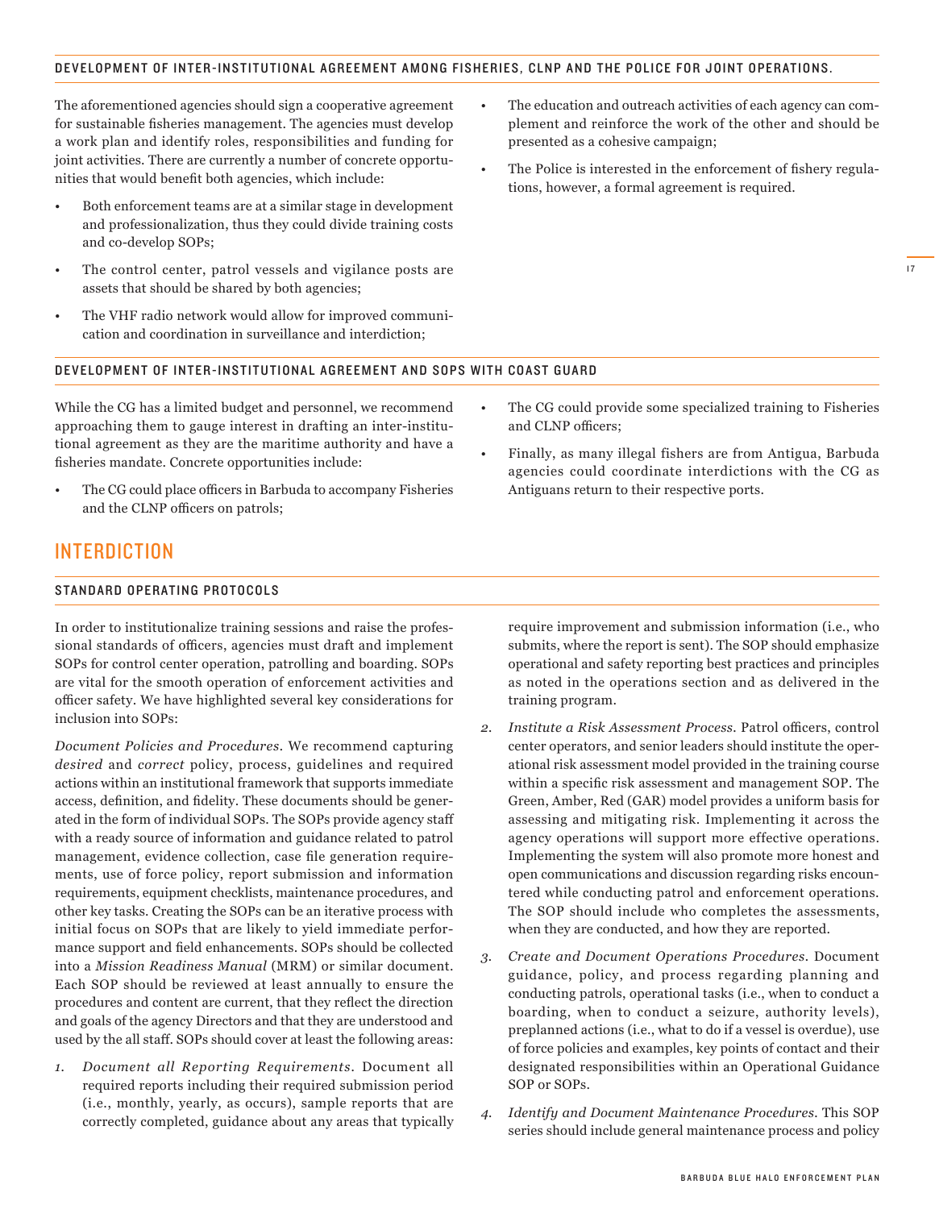### DEVELOPMENT OF INTER-INSTITUTIONAL AGREEMENT AMONG FISHERIES, CLNP AND THE POLICE FOR JOINT OPERATIONS.

The aforementioned agencies should sign a cooperative agreement for sustainable fisheries management. The agencies must develop a work plan and identify roles, responsibilities and funding for joint activities. There are currently a number of concrete opportunities that would benefit both agencies, which include:

- Both enforcement teams are at a similar stage in development and professionalization, thus they could divide training costs and co-develop SOPs;
- The control center, patrol vessels and vigilance posts are assets that should be shared by both agencies;
- The VHF radio network would allow for improved communication and coordination in surveillance and interdiction;
- The education and outreach activities of each agency can complement and reinforce the work of the other and should be presented as a cohesive campaign;
- The Police is interested in the enforcement of fishery regulations, however, a formal agreement is required.

### DEVELOPMENT OF INTER-INSTITUTIONAL AGREEMENT AND SOPS WITH COAST GUARD

While the CG has a limited budget and personnel, we recommend approaching them to gauge interest in drafting an inter-institutional agreement as they are the maritime authority and have a fisheries mandate. Concrete opportunities include:

- The CG could place officers in Barbuda to accompany Fisheries and the CLNP officers on patrols;
- The CG could provide some specialized training to Fisheries and CLNP officers;
- Finally, as many illegal fishers are from Antigua, Barbuda agencies could coordinate interdictions with the CG as Antiguans return to their respective ports.

## INTERDICTION

### STANDARD OPERATING PROTOCOLS

In order to institutionalize training sessions and raise the professional standards of officers, agencies must draft and implement SOPs for control center operation, patrolling and boarding. SOPs are vital for the smooth operation of enforcement activities and officer safety. We have highlighted several key considerations for inclusion into SOPs:

*Document Policies and Procedures*. We recommend capturing *desired* and *correct* policy, process, guidelines and required actions within an institutional framework that supports immediate access, definition, and fidelity. These documents should be generated in the form of individual SOPs. The SOPs provide agency staff with a ready source of information and guidance related to patrol management, evidence collection, case file generation requirements, use of force policy, report submission and information requirements, equipment checklists, maintenance procedures, and other key tasks. Creating the SOPs can be an iterative process with initial focus on SOPs that are likely to yield immediate performance support and field enhancements. SOPs should be collected into a *Mission Readiness Manual* (MRM) or similar document. Each SOP should be reviewed at least annually to ensure the procedures and content are current, that they reflect the direction and goals of the agency Directors and that they are understood and used by the all staff. SOPs should cover at least the following areas:

1. *Document all Reporting Requirements*. Document all required reports including their required submission period (i.e., monthly, yearly, as occurs), sample reports that are correctly completed, guidance about any areas that typically require improvement and submission information (i.e., who submits, where the report is sent). The SOP should emphasize operational and safety reporting best practices and principles as noted in the operations section and as delivered in the training program.
2. *Institute a Risk Assessment Process*. Patrol officers, control center operators, and senior leaders should institute the operational risk assessment model provided in the training course within a specific risk assessment and management SOP. The Green, Amber, Red (GAR) model provides a uniform basis for assessing and mitigating risk. Implementing it across the agency operations will support more effective operations. Implementing the system will also promote more honest and open communications and discussion regarding risks encountered while conducting patrol and enforcement operations. The SOP should include who completes the assessments, when they are conducted, and how they are reported.
3. *Create and Document Operations Procedures*. Document guidance, policy, and process regarding planning and conducting patrols, operational tasks (i.e., when to conduct a boarding, when to conduct a seizure, authority levels), preplanned actions (i.e., what to do if a vessel is overdue), use of force policies and examples, key points of contact and their designated responsibilities within an Operational Guidance SOP or SOPs.
4. *Identify and Document Maintenance Procedures*. This SOP series should include general maintenance process and policy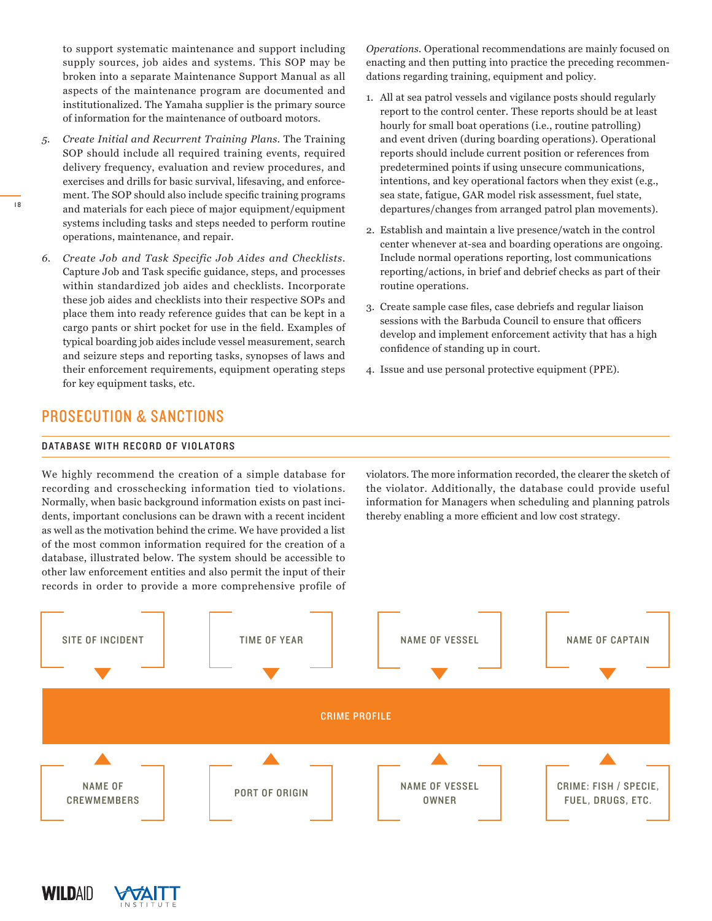to support systematic maintenance and support including supply sources, job aides and systems. This SOP may be broken into a separate Maintenance Support Manual as all aspects of the maintenance program are documented and institutionalized. The Yamaha supplier is the primary source of information for the maintenance of outboard motors.

5. *Create Initial and Recurrent Training Plans.* The Training SOP should include all required training events, required delivery frequency, evaluation and review procedures, and exercises and drills for basic survival, lifesaving, and enforcement. The SOP should also include specific training programs and materials for each piece of major equipment/equipment systems including tasks and steps needed to perform routine operations, maintenance, and repair.

6. *Create Job and Task Specific Job Aides and Checklists.* Capture Job and Task specific guidance, steps, and processes within standardized job aides and checklists. Incorporate these job aides and checklists into their respective SOPs and place them into ready reference guides that can be kept in a cargo pants or shirt pocket for use in the field. Examples of typical boarding job aides include vessel measurement, search and seizure steps and reporting tasks, synopses of laws and their enforcement requirements, equipment operating steps for key equipment tasks, etc.

*Operations.* Operational recommendations are mainly focused on enacting and then putting into practice the preceding recommendations regarding training, equipment and policy.

1. All at sea patrol vessels and vigilance posts should regularly report to the control center. These reports should be at least hourly for small boat operations (i.e., routine patrolling) and event driven (during boarding operations). Operational reports should include current position or references from predetermined points if using unsecure communications, intentions, and key operational factors when they exist (e.g., sea state, fatigue, GAR model risk assessment, fuel state, departures/changes from arranged patrol plan movements).
2. Establish and maintain a live presence/watch in the control center whenever at-sea and boarding operations are ongoing. Include normal operations reporting, lost communications reporting/actions, in brief and debrief checks as part of their routine operations.
3. Create sample case files, case debriefs and regular liaison sessions with the Barbuda Council to ensure that officers develop and implement enforcement activity that has a high confidence of standing up in court.
4. Issue and use personal protective equipment (PPE).

## PROSECUTION & SANCTIONS

### DATABASE WITH RECORD OF VIOLATORS

We highly recommend the creation of a simple database for recording and crosschecking information tied to violations. Normally, when basic background information exists on past incidents, important conclusions can be drawn with a recent incident as well as the motivation behind the crime. We have provided a list of the most common information required for the creation of a database, illustrated below. The system should be accessible to other law enforcement entities and also permit the input of their records in order to provide a more comprehensive profile of violators. The more information recorded, the clearer the sketch of the violator. Additionally, the database could provide useful information for Managers when scheduling and planning patrols thereby enabling a more efficient and low cost strategy.

SITE OF INCIDENT | TIME OF YEAR | NAME OF VESSEL | NAME OF CAPTAIN

**CRIME PROFILE**

NAME OF CREWMEMBERS | PORT OF ORIGIN | NAME OF VESSEL OWNER | CRIME: FISH / SPECIE, FUEL, DRUGS, ETC.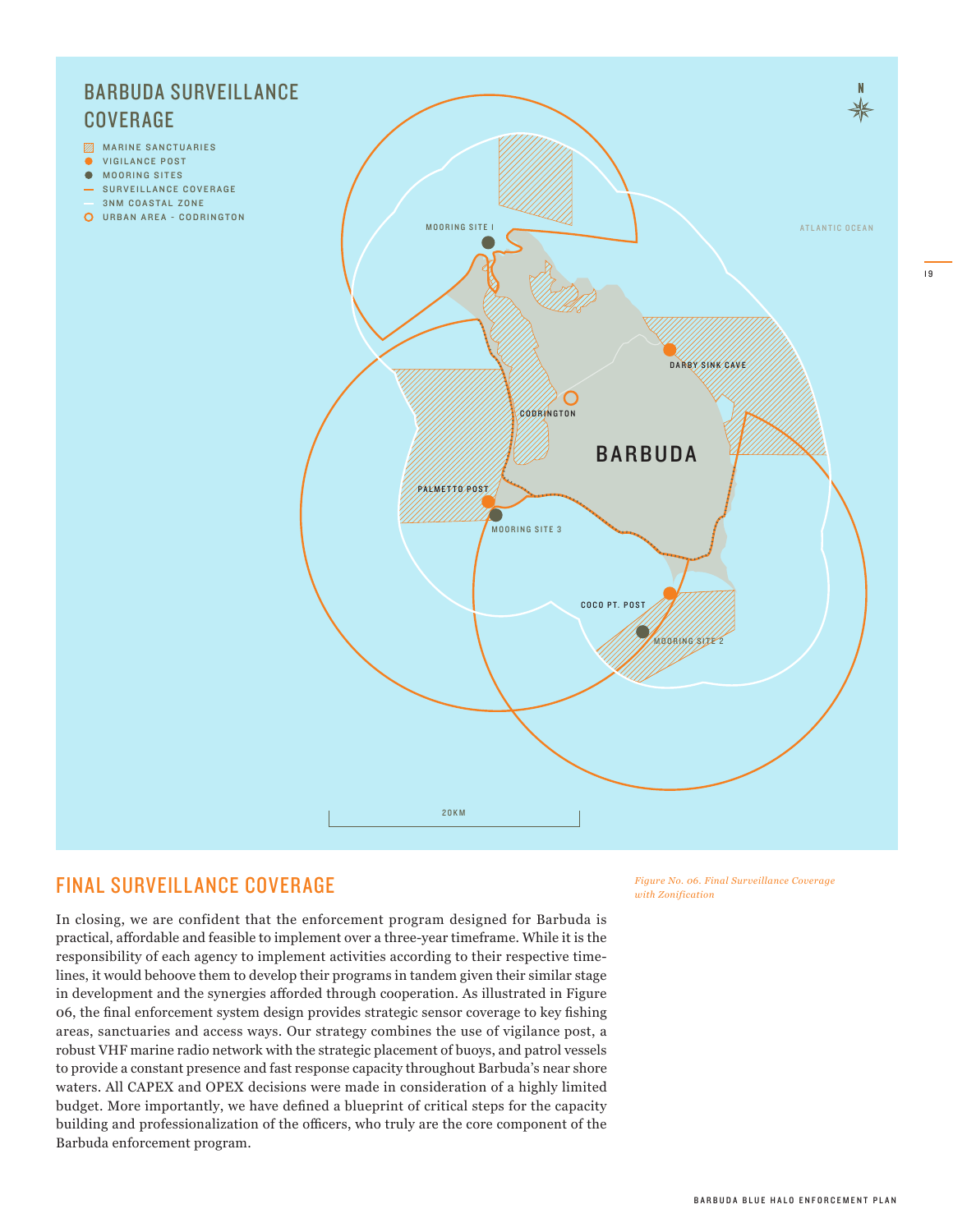## BARBUDA SURVEILLANCE COVERAGE

- MARINE SANCTUARIES
- VIGILANCE POST
- MOORING SITES
- SURVEILLANCE COVERAGE
- 3NM COASTAL ZONE
- URBAN AREA - CODRINGTON

MOORING SITE 1

ATLANTIC OCEAN

DARBY SINK CAVE

CODRINGTON

BARBUDA

PALMETTO POST

MOORING SITE 3

COCO PT. POST

MOORING SITE 2

20KM

*Figure No. 06. Final Surveillance Coverage with Zonification*

## FINAL SURVEILLANCE COVERAGE

In closing, we are confident that the enforcement program designed for Barbuda is practical, affordable and feasible to implement over a three-year timeframe. While it is the responsibility of each agency to implement activities according to their respective timelines, it would behoove them to develop their programs in tandem given their similar stage in development and the synergies afforded through cooperation. As illustrated in Figure 06, the final enforcement system design provides strategic sensor coverage to key fishing areas, sanctuaries and access ways. Our strategy combines the use of vigilance post, a robust VHF marine radio network with the strategic placement of buoys, and patrol vessels to provide a constant presence and fast response capacity throughout Barbuda's near shore waters. All CAPEX and OPEX decisions were made in consideration of a highly limited budget. More importantly, we have defined a blueprint of critical steps for the capacity building and professionalization of the officers, who truly are the core component of the Barbuda enforcement program.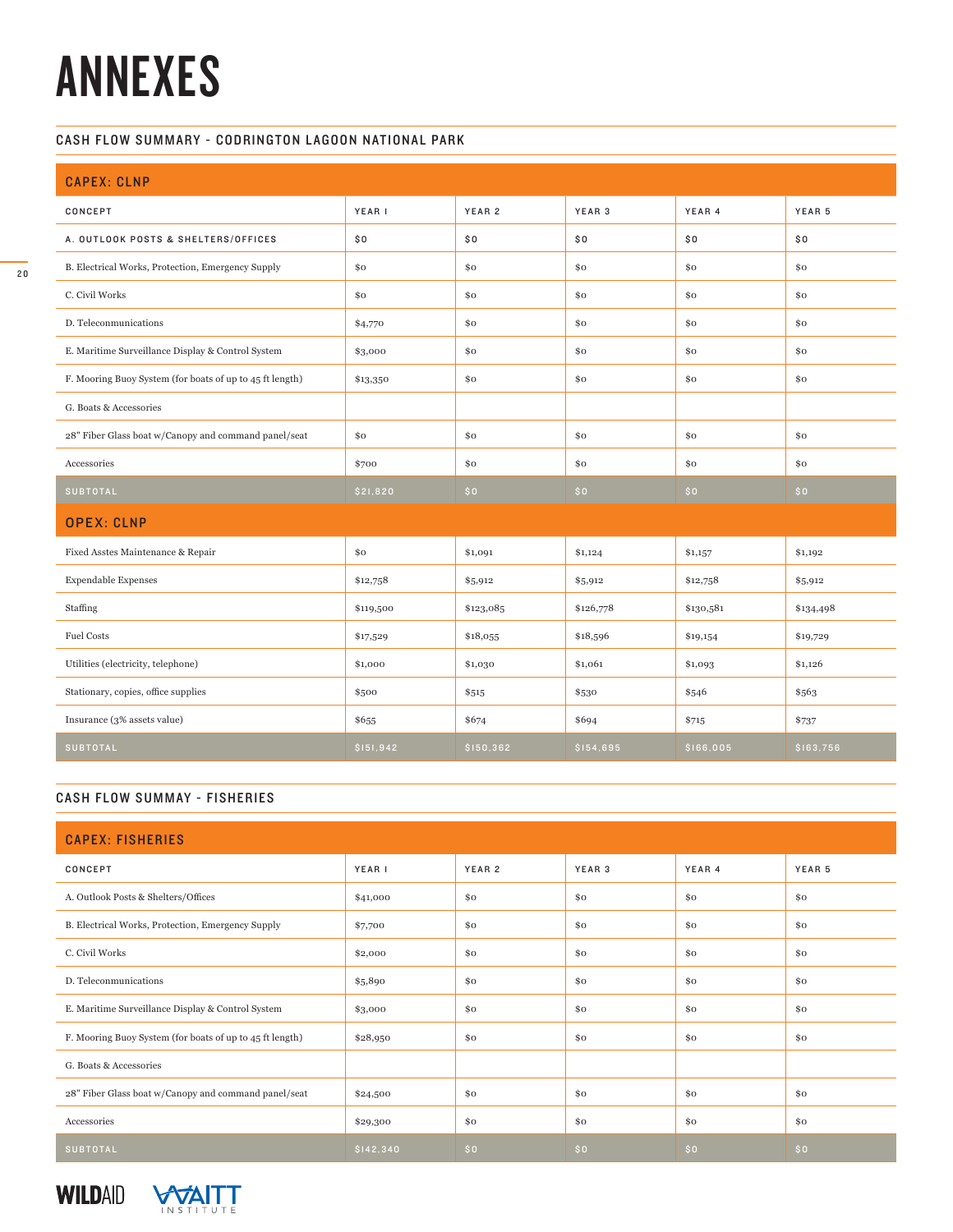# ANNEXES

## CASH FLOW SUMMARY - CODRINGTON LAGOON NATIONAL PARK

| CAPEX: CLNP | | | | | |
|---|---|---|---|---|---|
| CONCEPT | YEAR 1 | YEAR 2 | YEAR 3 | YEAR 4 | YEAR 5 |
| A. OUTLOOK POSTS & SHELTERS/OFFICES | $0 | $0 | $0 | $0 | $0 |
| B. Electrical Works, Protection, Emergency Supply | $0 | $0 | $0 | $0 | $0 |
| C. Civil Works | $0 | $0 | $0 | $0 | $0 |
| D. Teleconmunications | $4,770 | $0 | $0 | $0 | $0 |
| E. Maritime Surveillance Display & Control System | $3,000 | $0 | $0 | $0 | $0 |
| F. Mooring Buoy System (for boats of up to 45 ft length) | $13,350 | $0 | $0 | $0 | $0 |
| G. Boats & Accessories | | | | | |
| 28" Fiber Glass boat w/Canopy and command panel/seat | $0 | $0 | $0 | $0 | $0 |
| Accessories | $700 | $0 | $0 | $0 | $0 |
| SUBTOTAL | $21,820 | $0 | $0 | $0 | $0 |
| **OPEX: CLNP** | | | | | |
| Fixed Asstes Maintenance & Repair | $0 | $1,091 | $1,124 | $1,157 | $1,192 |
| Expendable Expenses | $12,758 | $5,912 | $5,912 | $12,758 | $5,912 |
| Staffing | $119,500 | $123,085 | $126,778 | $130,581 | $134,498 |
| Fuel Costs | $17,529 | $18,055 | $18,596 | $19,154 | $19,729 |
| Utilities (electricity, telephone) | $1,000 | $1,030 | $1,061 | $1,093 | $1,126 |
| Stationary, copies, office supplies | $500 | $515 | $530 | $546 | $563 |
| Insurance (3% assets value) | $655 | $674 | $694 | $715 | $737 |
| SUBTOTAL | $151,942 | $150,362 | $154,695 | $166,005 | $163,756 |

## CASH FLOW SUMMAY - FISHERIES

| CAPEX: FISHERIES | | | | | |
|---|---|---|---|---|---|
| CONCEPT | YEAR 1 | YEAR 2 | YEAR 3 | YEAR 4 | YEAR 5 |
| A. Outlook Posts & Shelters/Offices | $41,000 | $0 | $0 | $0 | $0 |
| B. Electrical Works, Protection, Emergency Supply | $7,700 | $0 | $0 | $0 | $0 |
| C. Civil Works | $2,000 | $0 | $0 | $0 | $0 |
| D. Teleconmunications | $5,890 | $0 | $0 | $0 | $0 |
| E. Maritime Surveillance Display & Control System | $3,000 | $0 | $0 | $0 | $0 |
| F. Mooring Buoy System (for boats of up to 45 ft length) | $28,950 | $0 | $0 | $0 | $0 |
| G. Boats & Accessories | | | | | |
| 28" Fiber Glass boat w/Canopy and command panel/seat | $24,500 | $0 | $0 | $0 | $0 |
| Accessories | $29,300 | $0 | $0 | $0 | $0 |
| SUBTOTAL | $142,340 | $0 | $0 | $0 | $0 |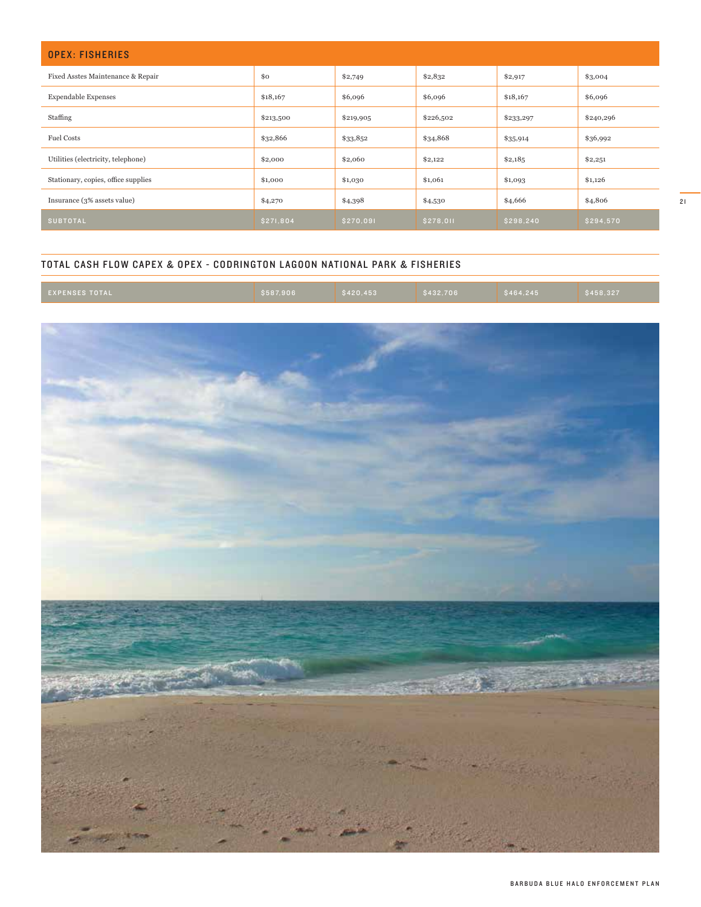## OPEX: FISHERIES

| | | | | | |
|---|---|---|---|---|---|
| Fixed Asstes Maintenance & Repair | $0 | $2,749 | $2,832 | $2,917 | $3,004 |
| Expendable Expenses | $18,167 | $6,096 | $6,096 | $18,167 | $6,096 |
| Staffing | $213,500 | $219,905 | $226,502 | $233,297 | $240,296 |
| Fuel Costs | $32,866 | $33,852 | $34,868 | $35,914 | $36,992 |
| Utilities (electricity, telephone) | $2,000 | $2,060 | $2,122 | $2,185 | $2,251 |
| Stationary, copies, office supplies | $1,000 | $1,030 | $1,061 | $1,093 | $1,126 |
| Insurance (3% assets value) | $4,270 | $4,398 | $4,530 | $4,666 | $4,806 |
| SUBTOTAL | $271,804 | $270,091 | $278,011 | $298,240 | $294,570 |

## TOTAL CASH FLOW CAPEX & OPEX - CODRINGTON LAGOON NATIONAL PARK & FISHERIES

| | | | | | |
|---|---|---|---|---|---|
| EXPENSES TOTAL | $587,906 | $420,453 | $432,706 | $464,245 | $458,327 |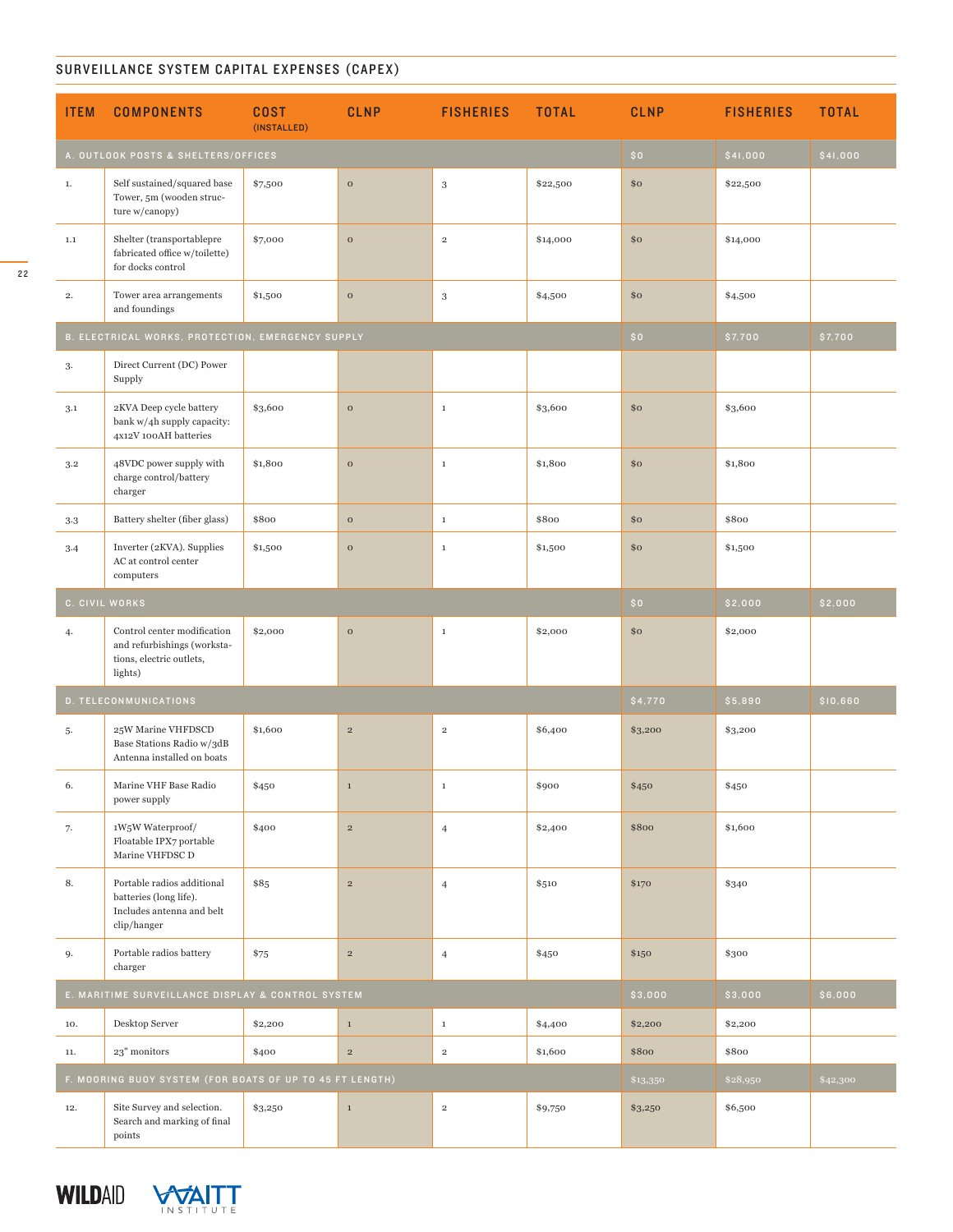## SURVEILLANCE SYSTEM CAPITAL EXPENSES (CAPEX)

| ITEM | COMPONENTS | COST (INSTALLED) | CLNP | FISHERIES | TOTAL | CLNP | FISHERIES | TOTAL |
|---|---|---|---|---|---|---|---|---|
| A. OUTLOOK POSTS & SHELTERS/OFFICES | | | | | | $0 | $41,000 | $41,000 |
| 1. | Self sustained/squared base Tower, 5m (wooden structure w/canopy) | $7,500 | 0 | 3 | $22,500 | $0 | $22,500 | |
| 1.1 | Shelter (transportablepre fabricated office w/toilette) for docks control | $7,000 | 0 | 2 | $14,000 | $0 | $14,000 | |
| 2. | Tower area arrangements and foundings | $1,500 | 0 | 3 | $4,500 | $0 | $4,500 | |
| B. ELECTRICAL WORKS, PROTECTION, EMERGENCY SUPPLY | | | | | | $0 | $7,700 | $7,700 |
| 3. | Direct Current (DC) Power Supply | | | | | | | |
| 3.1 | 2KVA Deep cycle battery bank w/4h supply capacity: 4x12V 100AH batteries | $3,600 | 0 | 1 | $3,600 | $0 | $3,600 | |
| 3.2 | 48VDC power supply with charge control/battery charger | $1,800 | 0 | 1 | $1,800 | $0 | $1,800 | |
| 3.3 | Battery shelter (fiber glass) | $800 | 0 | 1 | $800 | $0 | $800 | |
| 3.4 | Inverter (2KVA). Supplies AC at control center computers | $1,500 | 0 | 1 | $1,500 | $0 | $1,500 | |
| C. CIVIL WORKS | | | | | | $0 | $2,000 | $2,000 |
| 4. | Control center modification and refurbishings (workstations, electric outlets, lights) | $2,000 | 0 | 1 | $2,000 | $0 | $2,000 | |
| D. TELECONMUNICATIONS | | | | | | $4,770 | $5,890 | $10,660 |
| 5. | 25W Marine VHFDSCD Base Stations Radio w/3dB Antenna installed on boats | $1,600 | 2 | 2 | $6,400 | $3,200 | $3,200 | |
| 6. | Marine VHF Base Radio power supply | $450 | 1 | 1 | $900 | $450 | $450 | |
| 7. | 1W5W Waterproof/ Floatable IPX7 portable Marine VHFDSC D | $400 | 2 | 4 | $2,400 | $800 | $1,600 | |
| 8. | Portable radios additional batteries (long life). Includes antenna and belt clip/hanger | $85 | 2 | 4 | $510 | $170 | $340 | |
| 9. | Portable radios battery charger | $75 | 2 | 4 | $450 | $150 | $300 | |
| E. MARITIME SURVEILLANCE DISPLAY & CONTROL SYSTEM | | | | | | $3,000 | $3,000 | $6,000 |
| 10. | Desktop Server | $2,200 | 1 | 1 | $4,400 | $2,200 | $2,200 | |
| 11. | 23" monitors | $400 | 2 | 2 | $1,600 | $800 | $800 | |
| F. MOORING BUOY SYSTEM (FOR BOATS OF UP TO 45 FT LENGTH) | | | | | | $13,350 | $28,950 | $42,300 |
| 12. | Site Survey and selection. Search and marking of final points | $3,250 | 1 | 2 | $9,750 | $3,250 | $6,500 | |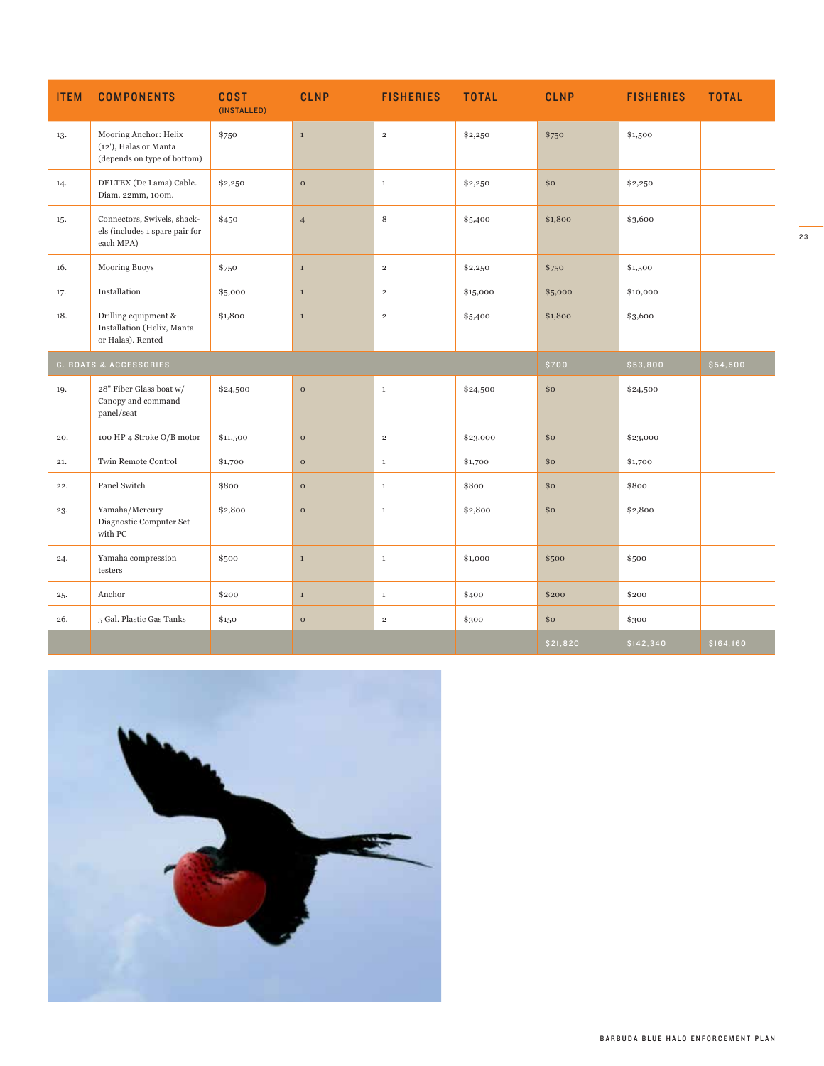| ITEM | COMPONENTS | COST (INSTALLED) | CLNP | FISHERIES | TOTAL | CLNP | FISHERIES | TOTAL |
|---|---|---|---|---|---|---|---|---|
| 13. | Mooring Anchor: Helix (12'), Halas or Manta (depends on type of bottom) | $750 | 1 | 2 | $2,250 | $750 | $1,500 | |
| 14. | DELTEX (De Lama) Cable. Diam. 22mm, 100m. | $2,250 | 0 | 1 | $2,250 | $0 | $2,250 | |
| 15. | Connectors, Swivels, shackels (includes 1 spare pair for each MPA) | $450 | 4 | 8 | $5,400 | $1,800 | $3,600 | |
| 16. | Mooring Buoys | $750 | 1 | 2 | $2,250 | $750 | $1,500 | |
| 17. | Installation | $5,000 | 1 | 2 | $15,000 | $5,000 | $10,000 | |
| 18. | Drilling equipment & Installation (Helix, Manta or Halas). Rented | $1,800 | 1 | 2 | $5,400 | $1,800 | $3,600 | |
| G. BOATS & ACCESSORIES | | | | | | $700 | $53,800 | $54,500 |
| 19. | 28" Fiber Glass boat w/ Canopy and command panel/seat | $24,500 | 0 | 1 | $24,500 | $0 | $24,500 | |
| 20. | 100 HP 4 Stroke O/B motor | $11,500 | 0 | 2 | $23,000 | $0 | $23,000 | |
| 21. | Twin Remote Control | $1,700 | 0 | 1 | $1,700 | $0 | $1,700 | |
| 22. | Panel Switch | $800 | 0 | 1 | $800 | $0 | $800 | |
| 23. | Yamaha/Mercury Diagnostic Computer Set with PC | $2,800 | 0 | 1 | $2,800 | $0 | $2,800 | |
| 24. | Yamaha compression testers | $500 | 1 | 1 | $1,000 | $500 | $500 | |
| 25. | Anchor | $200 | 1 | 1 | $400 | $200 | $200 | |
| 26. | 5 Gal. Plastic Gas Tanks | $150 | 0 | 2 | $300 | $0 | $300 | |
| | | | | | | $21,820 | $142,340 | $164,160 |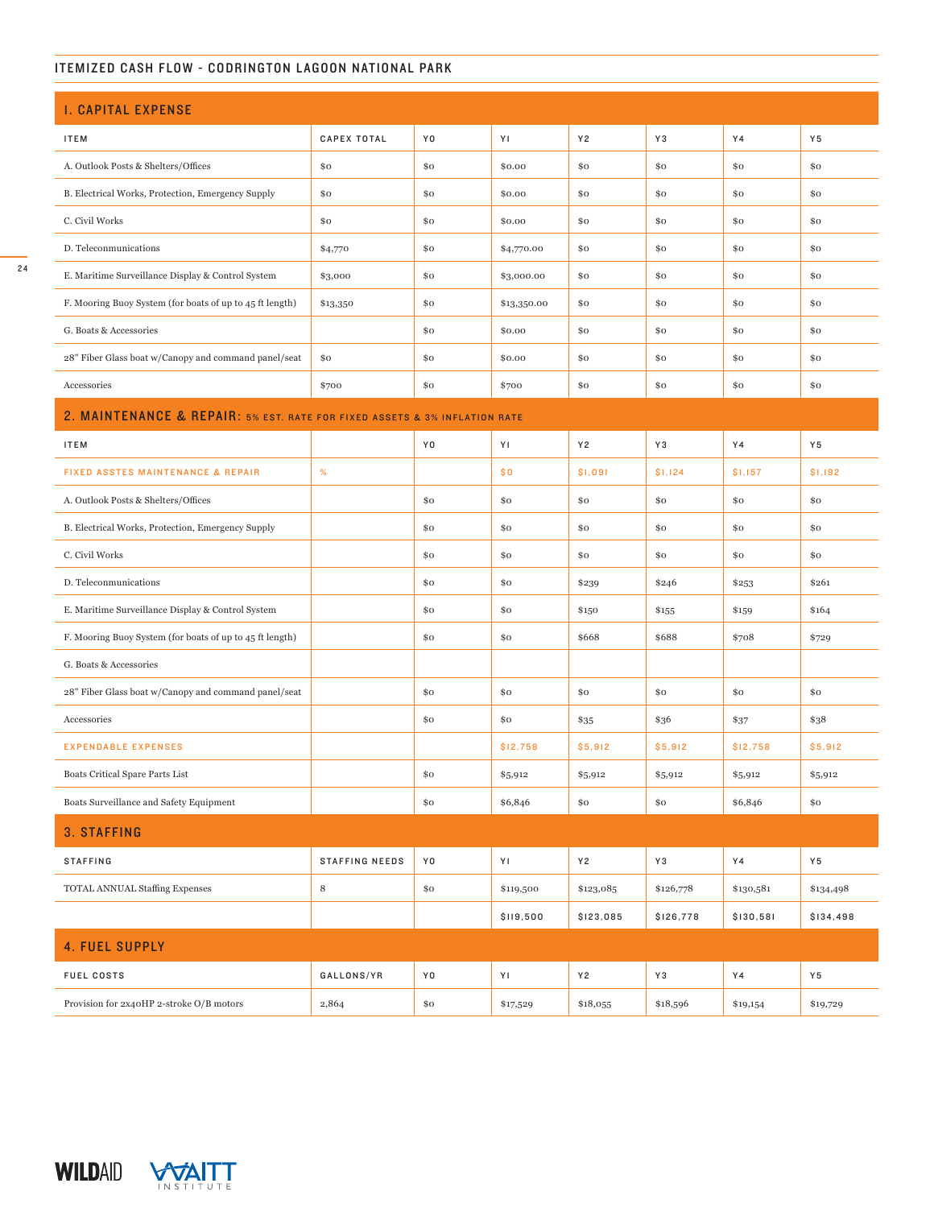## ITEMIZED CASH FLOW - CODRINGTON LAGOON NATIONAL PARK

### 1. CAPITAL EXPENSE

| ITEM | CAPEX TOTAL | Y0 | Y1 | Y2 | Y3 | Y4 | Y5 |
|---|---|---|---|---|---|---|---|
| A. Outlook Posts & Shelters/Offices | $0 | $0 | $0.00 | $0 | $0 | $0 | $0 |
| B. Electrical Works, Protection, Emergency Supply | $0 | $0 | $0.00 | $0 | $0 | $0 | $0 |
| C. Civil Works | $0 | $0 | $0.00 | $0 | $0 | $0 | $0 |
| D. Teleconmunications | $4,770 | $0 | $4,770.00 | $0 | $0 | $0 | $0 |
| E. Maritime Surveillance Display & Control System | $3,000 | $0 | $3,000.00 | $0 | $0 | $0 | $0 |
| F. Mooring Buoy System (for boats of up to 45 ft length) | $13,350 | $0 | $13,350.00 | $0 | $0 | $0 | $0 |
| G. Boats & Accessories | | $0 | $0.00 | $0 | $0 | $0 | $0 |
| 28" Fiber Glass boat w/Canopy and command panel/seat | $0 | $0 | $0.00 | $0 | $0 | $0 | $0 |
| Accessories | $700 | $0 | $700 | $0 | $0 | $0 | $0 |

### 2. MAINTENANCE & REPAIR: 5% EST. RATE FOR FIXED ASSETS & 3% INFLATION RATE

| ITEM | | Y0 | Y1 | Y2 | Y3 | Y4 | Y5 |
|---|---|---|---|---|---|---|---|
| FIXED ASSTES MAINTENANCE & REPAIR | % | | $0 | $1,091 | $1,124 | $1,157 | $1,192 |
| A. Outlook Posts & Shelters/Offices | | $0 | $0 | $0 | $0 | $0 | $0 |
| B. Electrical Works, Protection, Emergency Supply | | $0 | $0 | $0 | $0 | $0 | $0 |
| C. Civil Works | | $0 | $0 | $0 | $0 | $0 | $0 |
| D. Teleconmunications | | $0 | $0 | $239 | $246 | $253 | $261 |
| E. Maritime Surveillance Display & Control System | | $0 | $0 | $150 | $155 | $159 | $164 |
| F. Mooring Buoy System (for boats of up to 45 ft length) | | $0 | $0 | $668 | $688 | $708 | $729 |
| G. Boats & Accessories | | | | | | | |
| 28" Fiber Glass boat w/Canopy and command panel/seat | | $0 | $0 | $0 | $0 | $0 | $0 |
| Accessories | | $0 | $0 | $35 | $36 | $37 | $38 |
| EXPENDABLE EXPENSES | | | $12,758 | $5,912 | $5,912 | $12,758 | $5,912 |
| Boats Critical Spare Parts List | | $0 | $5,912 | $5,912 | $5,912 | $5,912 | $5,912 |
| Boats Surveillance and Safety Equipment | | $0 | $6,846 | $0 | $0 | $6,846 | $0 |

### 3. STAFFING

| STAFFING | STAFFING NEEDS | Y0 | Y1 | Y2 | Y3 | Y4 | Y5 |
|---|---|---|---|---|---|---|---|
| TOTAL ANNUAL Staffing Expenses | 8 | $0 | $119,500 | $123,085 | $126,778 | $130,581 | $134,498 |
| | | | $119,500 | $123,085 | $126,778 | $130,581 | $134,498 |

### 4. FUEL SUPPLY

| FUEL COSTS | GALLONS/YR | Y0 | Y1 | Y2 | Y3 | Y4 | Y5 |
|---|---|---|---|---|---|---|---|
| Provision for 2x40HP 2-stroke O/B motors | 2,864 | $0 | $17,529 | $18,055 | $18,596 | $19,154 | $19,729 |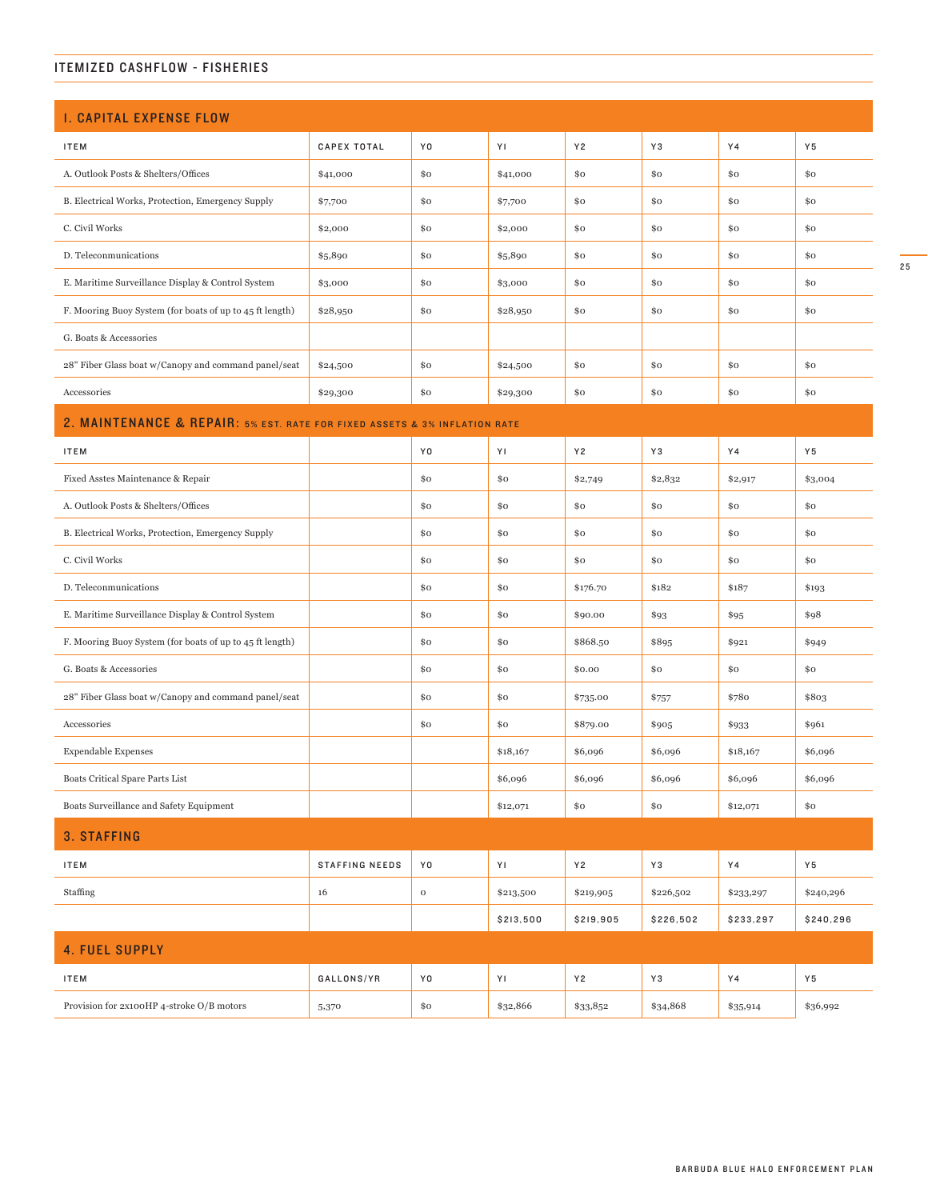## ITEMIZED CASHFLOW - FISHERIES

### 1. CAPITAL EXPENSE FLOW

| ITEM | CAPEX TOTAL | Y0 | Y1 | Y2 | Y3 | Y4 | Y5 |
|---|---|---|---|---|---|---|---|
| A. Outlook Posts & Shelters/Offices | $41,000 | $0 | $41,000 | $0 | $0 | $0 | $0 |
| B. Electrical Works, Protection, Emergency Supply | $7,700 | $0 | $7,700 | $0 | $0 | $0 | $0 |
| C. Civil Works | $2,000 | $0 | $2,000 | $0 | $0 | $0 | $0 |
| D. Teleconmunications | $5,890 | $0 | $5,890 | $0 | $0 | $0 | $0 |
| E. Maritime Surveillance Display & Control System | $3,000 | $0 | $3,000 | $0 | $0 | $0 | $0 |
| F. Mooring Buoy System (for boats of up to 45 ft length) | $28,950 | $0 | $28,950 | $0 | $0 | $0 | $0 |
| G. Boats & Accessories | | | | | | | |
| 28" Fiber Glass boat w/Canopy and command panel/seat | $24,500 | $0 | $24,500 | $0 | $0 | $0 | $0 |
| Accessories | $29,300 | $0 | $29,300 | $0 | $0 | $0 | $0 |

### 2. MAINTENANCE & REPAIR: 5% EST. RATE FOR FIXED ASSETS & 3% INFLATION RATE

| ITEM | | Y0 | Y1 | Y2 | Y3 | Y4 | Y5 |
|---|---|---|---|---|---|---|---|
| Fixed Asstes Maintenance & Repair | | $0 | $0 | $2,749 | $2,832 | $2,917 | $3,004 |
| A. Outlook Posts & Shelters/Offices | | $0 | $0 | $0 | $0 | $0 | $0 |
| B. Electrical Works, Protection, Emergency Supply | | $0 | $0 | $0 | $0 | $0 | $0 |
| C. Civil Works | | $0 | $0 | $0 | $0 | $0 | $0 |
| D. Teleconmunications | | $0 | $0 | $176.70 | $182 | $187 | $193 |
| E. Maritime Surveillance Display & Control System | | $0 | $0 | $90.00 | $93 | $95 | $98 |
| F. Mooring Buoy System (for boats of up to 45 ft length) | | $0 | $0 | $868.50 | $895 | $921 | $949 |
| G. Boats & Accessories | | $0 | $0 | $0.00 | $0 | $0 | $0 |
| 28" Fiber Glass boat w/Canopy and command panel/seat | | $0 | $0 | $735.00 | $757 | $780 | $803 |
| Accessories | | $0 | $0 | $879.00 | $905 | $933 | $961 |
| Expendable Expenses | | | $18,167 | $6,096 | $6,096 | $18,167 | $6,096 |
| Boats Critical Spare Parts List | | | $6,096 | $6,096 | $6,096 | $6,096 | $6,096 |
| Boats Surveillance and Safety Equipment | | | $12,071 | $0 | $0 | $12,071 | $0 |

### 3. STAFFING

| ITEM | STAFFING NEEDS | Y0 | Y1 | Y2 | Y3 | Y4 | Y5 |
|---|---|---|---|---|---|---|---|
| Staffing | 16 | 0 | $213,500 | $219,905 | $226,502 | $233,297 | $240,296 |
| | | | $213,500 | $219,905 | $226,502 | $233,297 | $240,296 |

### 4. FUEL SUPPLY

| ITEM | GALLONS/YR | Y0 | Y1 | Y2 | Y3 | Y4 | Y5 |
|---|---|---|---|---|---|---|---|
| Provision for 2x100HP 4-stroke O/B motors | 5,370 | $0 | $32,866 | $33,852 | $34,868 | $35,914 | $36,992 |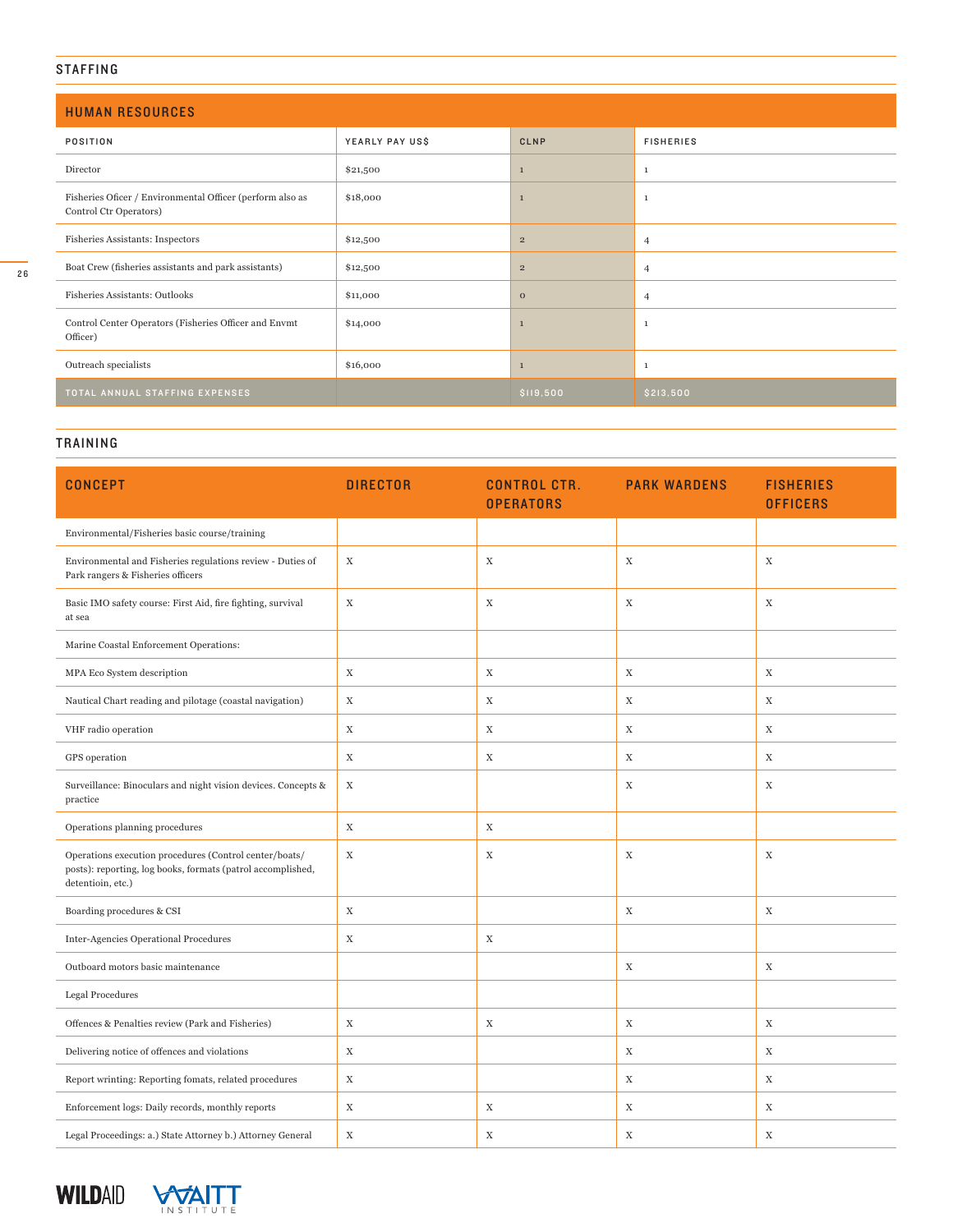## STAFFING

| HUMAN RESOURCES | | | |
|---|---|---|---|
| POSITION | YEARLY PAY US$ | CLNP | FISHERIES |
| Director | $21,500 | 1 | 1 |
| Fisheries Oficer / Environmental Officer (perform also as Control Ctr Operators) | $18,000 | 1 | 1 |
| Fisheries Assistants: Inspectors | $12,500 | 2 | 4 |
| Boat Crew (fisheries assistants and park assistants) | $12,500 | 2 | 4 |
| Fisheries Assistants: Outlooks | $11,000 | 0 | 4 |
| Control Center Operators (Fisheries Officer and Envmt Officer) | $14,000 | 1 | 1 |
| Outreach specialists | $16,000 | 1 | 1 |
| TOTAL ANNUAL STAFFING EXPENSES | | $119,500 | $213,500 |

## TRAINING

| CONCEPT | DIRECTOR | CONTROL CTR. OPERATORS | PARK WARDENS | FISHERIES OFFICERS |
|---|---|---|---|---|
| Environmental/Fisheries basic course/training | | | | |
| Environmental and Fisheries regulations review - Duties of Park rangers & Fisheries officers | X | X | X | X |
| Basic IMO safety course: First Aid, fire fighting, survival at sea | X | X | X | X |
| Marine Coastal Enforcement Operations: | | | | |
| MPA Eco System description | X | X | X | X |
| Nautical Chart reading and pilotage (coastal navigation) | X | X | X | X |
| VHF radio operation | X | X | X | X |
| GPS operation | X | X | X | X |
| Surveillance: Binoculars and night vision devices. Concepts & practice | X | | X | X |
| Operations planning procedures | X | X | | |
| Operations execution procedures (Control center/boats/ posts): reporting, log books, formats (patrol accomplished, detentioin, etc.) | X | X | X | X |
| Boarding procedures & CSI | X | | X | X |
| Inter-Agencies Operational Procedures | X | X | | |
| Outboard motors basic maintenance | | | X | X |
| Legal Procedures | | | | |
| Offences & Penalties review (Park and Fisheries) | X | X | X | X |
| Delivering notice of offences and violations | X | | X | X |
| Report wrinting: Reporting fomats, related procedures | X | | X | X |
| Enforcement logs: Daily records, monthly reports | X | X | X | X |
| Legal Proceedings: a.) State Attorney b.) Attorney General | X | X | X | X |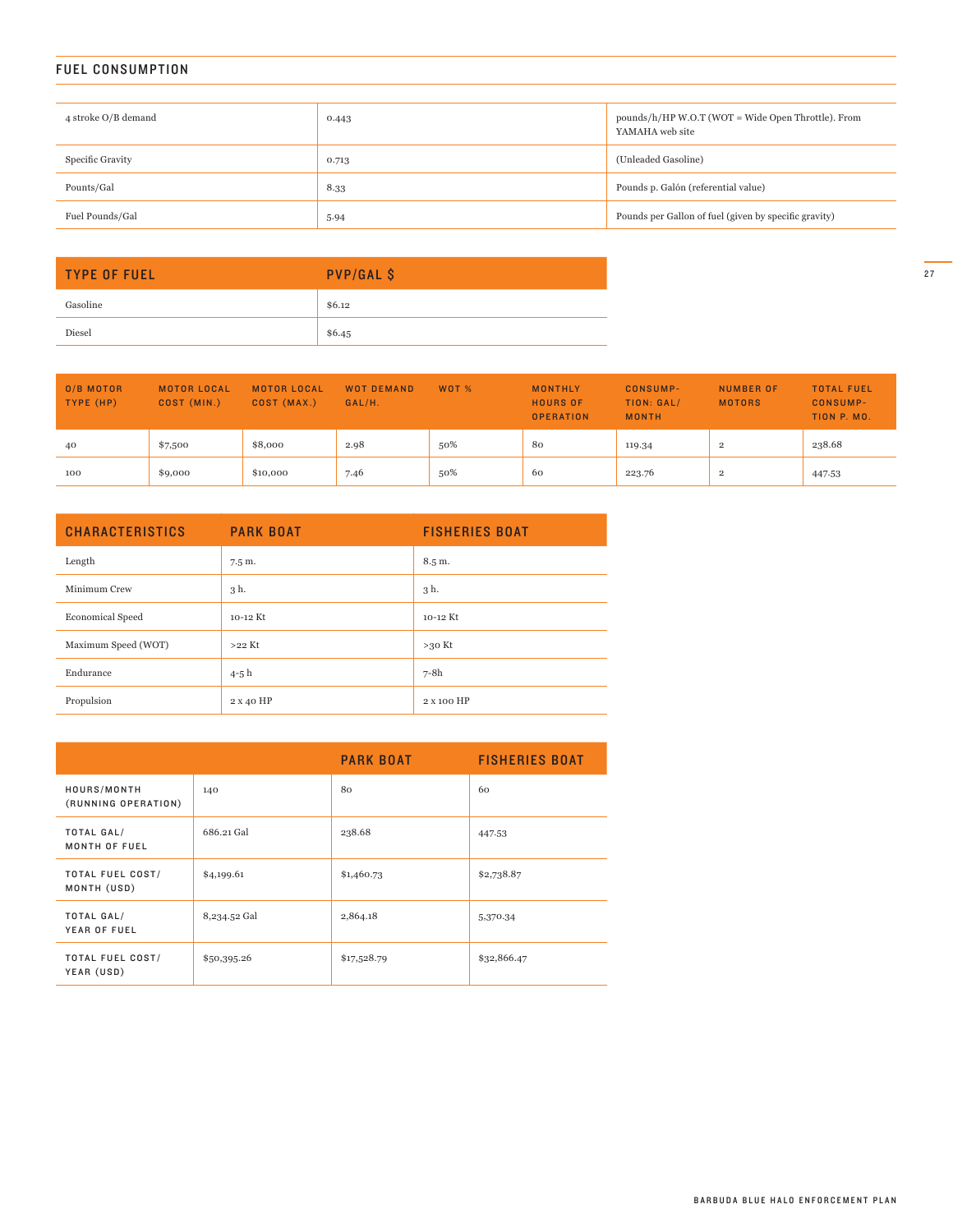## FUEL CONSUMPTION

| | | |
|---|---|---|
| 4 stroke O/B demand | 0.443 | pounds/h/HP W.O.T (WOT = Wide Open Throttle). From YAMAHA web site |
| Specific Gravity | 0.713 | (Unleaded Gasoline) |
| Pounts/Gal | 8.33 | Pounds p. Galón (referential value) |
| Fuel Pounds/Gal | 5.94 | Pounds per Gallon of fuel (given by specific gravity) |

| TYPE OF FUEL | PVP/GAL $ |
|---|---|
| Gasoline | $6.12 |
| Diesel | $6.45 |

| O/B MOTOR TYPE (HP) | MOTOR LOCAL COST (MIN.) | MOTOR LOCAL COST (MAX.) | WOT DEMAND GAL/H. | WOT % | MONTHLY HOURS OF OPERATION | CONSUMPTION: GAL/MONTH | NUMBER OF MOTORS | TOTAL FUEL CONSUMPTION P. MO. |
|---|---|---|---|---|---|---|---|---|
| 40 | $7,500 | $8,000 | 2.98 | 50% | 80 | 119.34 | 2 | 238.68 |
| 100 | $9,000 | $10,000 | 7.46 | 50% | 60 | 223.76 | 2 | 447.53 |

| CHARACTERISTICS | PARK BOAT | FISHERIES BOAT |
|---|---|---|
| Length | 7.5 m. | 8.5 m. |
| Minimum Crew | 3 h. | 3 h. |
| Economical Speed | 10-12 Kt | 10-12 Kt |
| Maximum Speed (WOT) | >22 Kt | >30 Kt |
| Endurance | 4-5 h | 7-8h |
| Propulsion | 2 x 40 HP | 2 x 100 HP |

| | | PARK BOAT | FISHERIES BOAT |
|---|---|---|---|
| HOURS/MONTH (RUNNING OPERATION) | 140 | 80 | 60 |
| TOTAL GAL/ MONTH OF FUEL | 686.21 Gal | 238.68 | 447.53 |
| TOTAL FUEL COST/ MONTH (USD) | $4,199.61 | $1,460.73 | $2,738.87 |
| TOTAL GAL/ YEAR OF FUEL | 8,234.52 Gal | 2,864.18 | 5,370.34 |
| TOTAL FUEL COST/ YEAR (USD) | $50,395.26 | $17,528.79 | $32,866.47 |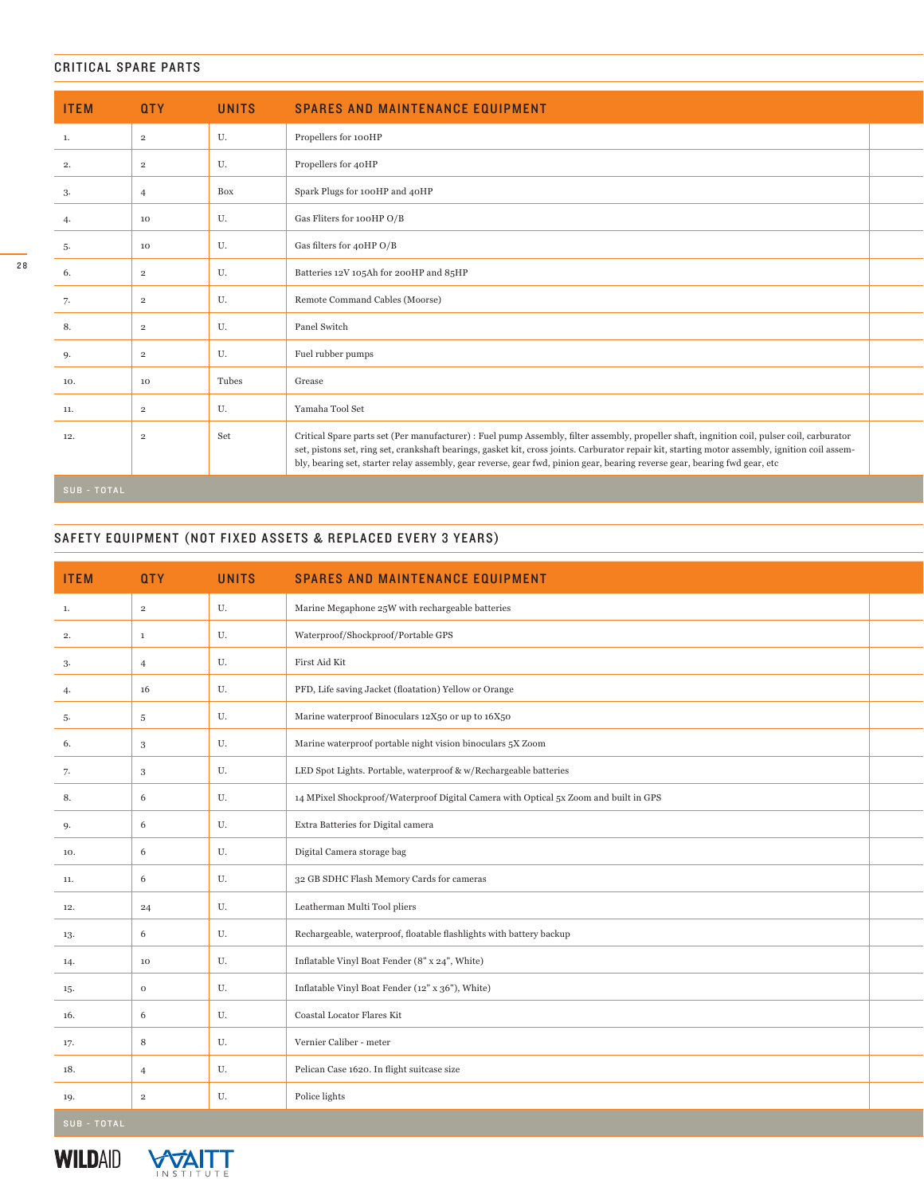## CRITICAL SPARE PARTS

| ITEM | QTY | UNITS | SPARES AND MAINTENANCE EQUIPMENT | |
|---|---|---|---|---|
| 1. | 2 | U. | Propellers for 100HP | |
| 2. | 2 | U. | Propellers for 40HP | |
| 3. | 4 | Box | Spark Plugs for 100HP and 40HP | |
| 4. | 10 | U. | Gas Fliters for 100HP O/B | |
| 5. | 10 | U. | Gas filters for 40HP O/B | |
| 6. | 2 | U. | Batteries 12V 105Ah for 200HP and 85HP | |
| 7. | 2 | U. | Remote Command Cables (Moorse) | |
| 8. | 2 | U. | Panel Switch | |
| 9. | 2 | U. | Fuel rubber pumps | |
| 10. | 10 | Tubes | Grease | |
| 11. | 2 | U. | Yamaha Tool Set | |
| 12. | 2 | Set | Critical Spare parts set (Per manufacturer) : Fuel pump Assembly, filter assembly, propeller shaft, ingnition coil, pulser coil, carburator set, pistons set, ring set, crankshaft bearings, gasket kit, cross joints. Carburator repair kit, starting motor assembly, ignition coil assembly, bearing set, starter relay assembly, gear reverse, gear fwd, pinion gear, bearing reverse gear, bearing fwd gear, etc | |
| SUB - TOTAL | | | | |

## SAFETY EQUIPMENT (NOT FIXED ASSETS & REPLACED EVERY 3 YEARS)

| ITEM | QTY | UNITS | SPARES AND MAINTENANCE EQUIPMENT | |
|---|---|---|---|---|
| 1. | 2 | U. | Marine Megaphone 25W with rechargeable batteries | |
| 2. | 1 | U. | Waterproof/Shockproof/Portable GPS | |
| 3. | 4 | U. | First Aid Kit | |
| 4. | 16 | U. | PFD, Life saving Jacket (floatation) Yellow or Orange | |
| 5. | 5 | U. | Marine waterproof Binoculars 12X50 or up to 16X50 | |
| 6. | 3 | U. | Marine waterproof portable night vision binoculars 5X Zoom | |
| 7. | 3 | U. | LED Spot Lights. Portable, waterproof & w/Rechargeable batteries | |
| 8. | 6 | U. | 14 MPixel Shockproof/Waterproof Digital Camera with Optical 5x Zoom and built in GPS | |
| 9. | 6 | U. | Extra Batteries for Digital camera | |
| 10. | 6 | U. | Digital Camera storage bag | |
| 11. | 6 | U. | 32 GB SDHC Flash Memory Cards for cameras | |
| 12. | 24 | U. | Leatherman Multi Tool pliers | |
| 13. | 6 | U. | Rechargeable, waterproof, floatable flashlights with battery backup | |
| 14. | 10 | U. | Inflatable Vinyl Boat Fender (8" x 24", White) | |
| 15. | 0 | U. | Inflatable Vinyl Boat Fender (12" x 36"), White) | |
| 16. | 6 | U. | Coastal Locator Flares Kit | |
| 17. | 8 | U. | Vernier Caliber - meter | |
| 18. | 4 | U. | Pelican Case 1620. In flight suitcase size | |
| 19. | 2 | U. | Police lights | |
| SUB - TOTAL | | | | |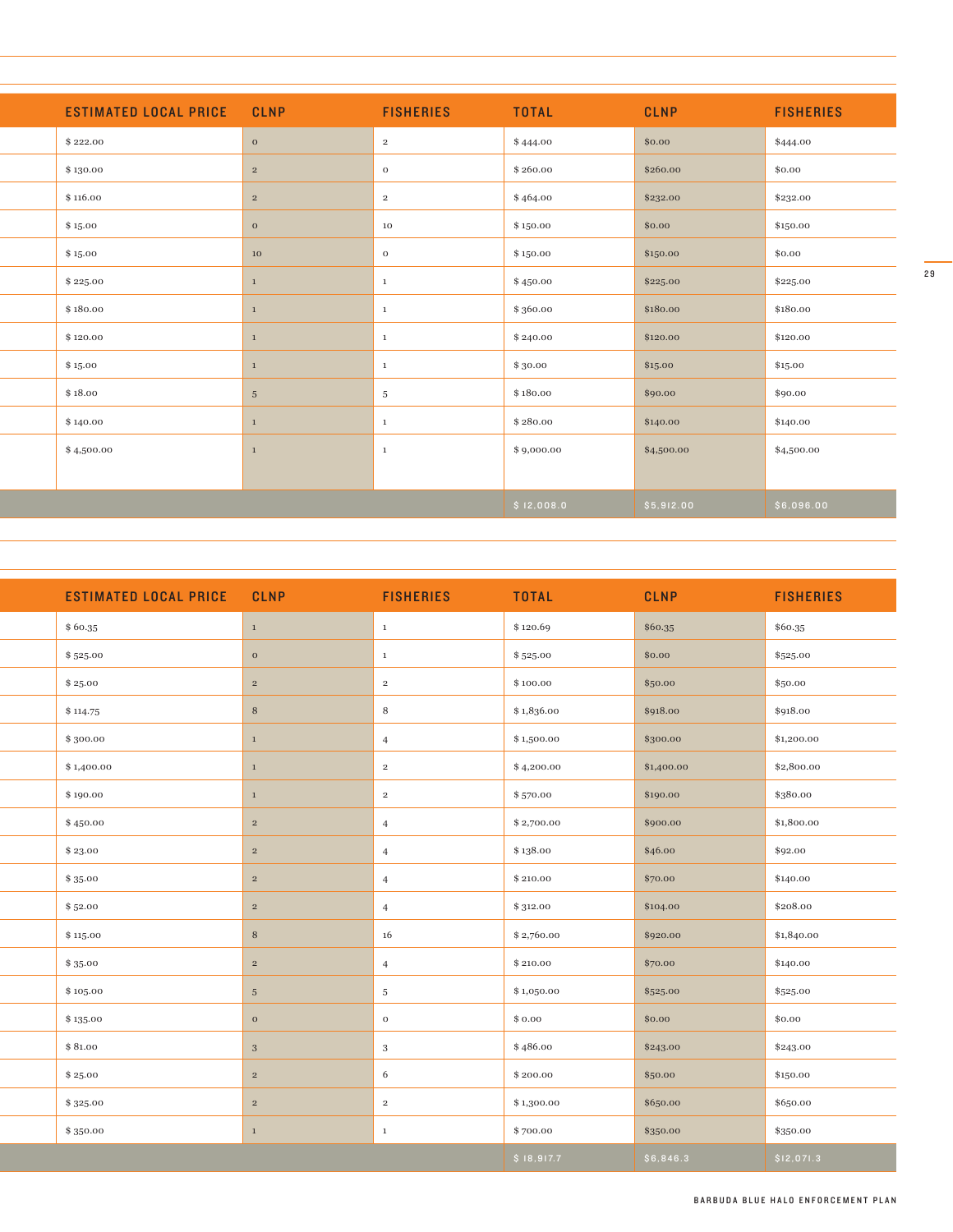| ESTIMATED LOCAL PRICE | CLNP | FISHERIES | TOTAL | CLNP | FISHERIES |
|---|---|---|---|---|---|
| $ 222.00 | 0 | 2 | $ 444.00 | $0.00 | $444.00 |
| $ 130.00 | 2 | 0 | $ 260.00 | $260.00 | $0.00 |
| $ 116.00 | 2 | 2 | $ 464.00 | $232.00 | $232.00 |
| $ 15.00 | 0 | 10 | $ 150.00 | $0.00 | $150.00 |
| $ 15.00 | 10 | 0 | $ 150.00 | $150.00 | $0.00 |
| $ 225.00 | 1 | 1 | $ 450.00 | $225.00 | $225.00 |
| $ 180.00 | 1 | 1 | $ 360.00 | $180.00 | $180.00 |
| $ 120.00 | 1 | 1 | $ 240.00 | $120.00 | $120.00 |
| $ 15.00 | 1 | 1 | $ 30.00 | $15.00 | $15.00 |
| $ 18.00 | 5 | 5 | $ 180.00 | $90.00 | $90.00 |
| $ 140.00 | 1 | 1 | $ 280.00 | $140.00 | $140.00 |
| $ 4,500.00 | 1 | 1 | $ 9,000.00 | $4,500.00 | $4,500.00 |
| | | | $ 12,008.0 | $5,912.00 | $6,096.00 |

| ESTIMATED LOCAL PRICE | CLNP | FISHERIES | TOTAL | CLNP | FISHERIES |
|---|---|---|---|---|---|
| $ 60.35 | 1 | 1 | $ 120.69 | $60.35 | $60.35 |
| $ 525.00 | 0 | 1 | $ 525.00 | $0.00 | $525.00 |
| $ 25.00 | 2 | 2 | $ 100.00 | $50.00 | $50.00 |
| $ 114.75 | 8 | 8 | $ 1,836.00 | $918.00 | $918.00 |
| $ 300.00 | 1 | 4 | $ 1,500.00 | $300.00 | $1,200.00 |
| $ 1,400.00 | 1 | 2 | $ 4,200.00 | $1,400.00 | $2,800.00 |
| $ 190.00 | 1 | 2 | $ 570.00 | $190.00 | $380.00 |
| $ 450.00 | 2 | 4 | $ 2,700.00 | $900.00 | $1,800.00 |
| $ 23.00 | 2 | 4 | $ 138.00 | $46.00 | $92.00 |
| $ 35.00 | 2 | 4 | $ 210.00 | $70.00 | $140.00 |
| $ 52.00 | 2 | 4 | $ 312.00 | $104.00 | $208.00 |
| $ 115.00 | 8 | 16 | $ 2,760.00 | $920.00 | $1,840.00 |
| $ 35.00 | 2 | 4 | $ 210.00 | $70.00 | $140.00 |
| $ 105.00 | 5 | 5 | $ 1,050.00 | $525.00 | $525.00 |
| $ 135.00 | 0 | 0 | $ 0.00 | $0.00 | $0.00 |
| $ 81.00 | 3 | 3 | $ 486.00 | $243.00 | $243.00 |
| $ 25.00 | 2 | 6 | $ 200.00 | $50.00 | $150.00 |
| $ 325.00 | 2 | 2 | $ 1,300.00 | $650.00 | $650.00 |
| $ 350.00 | 1 | 1 | $ 700.00 | $350.00 | $350.00 |
| | | | $ 18,917.7 | $6,846.3 | $12,071.3 |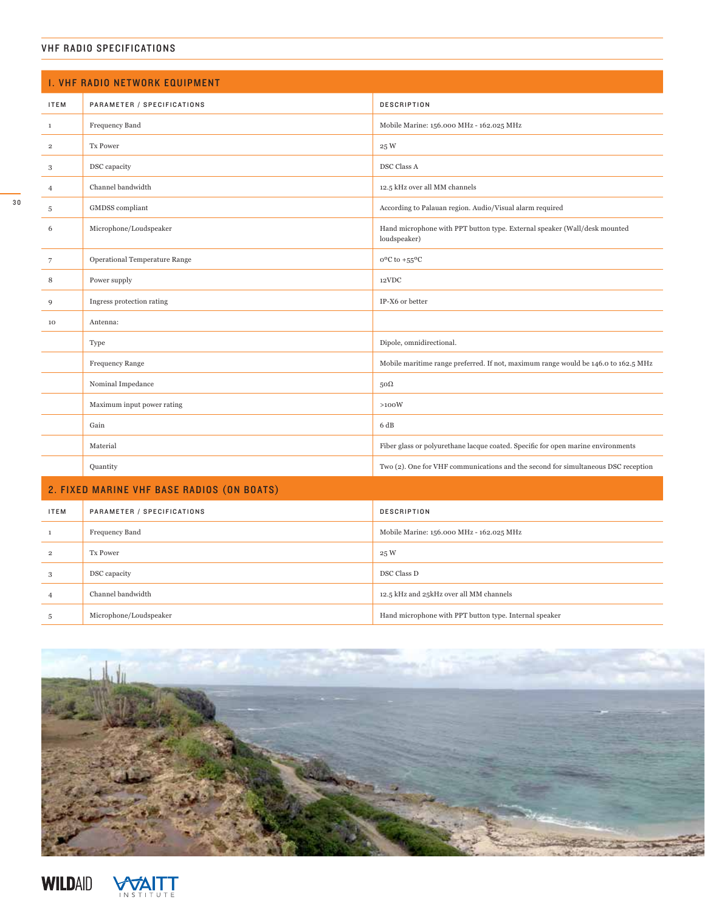## VHF RADIO SPECIFICATIONS

### I. VHF RADIO NETWORK EQUIPMENT

| ITEM | PARAMETER / SPECIFICATIONS | DESCRIPTION |
|---|---|---|
| 1 | Frequency Band | Mobile Marine: 156.000 MHz - 162.025 MHz |
| 2 | Tx Power | 25 W |
| 3 | DSC capacity | DSC Class A |
| 4 | Channel bandwidth | 12.5 kHz over all MM channels |
| 5 | GMDSS compliant | According to Palauan region. Audio/Visual alarm required |
| 6 | Microphone/Loudspeaker | Hand microphone with PPT button type. External speaker (Wall/desk mounted loudspeaker) |
| 7 | Operational Temperature Range | 0ºC to +55ºC |
| 8 | Power supply | 12VDC |
| 9 | Ingress protection rating | IP-X6 or better |
| 10 | Antenna: | |
| | Type | Dipole, omnidirectional. |
| | Frequency Range | Mobile maritime range preferred. If not, maximum range would be 146.0 to 162.5 MHz |
| | Nominal Impedance | 50Ω |
| | Maximum input power rating | >100W |
| | Gain | 6 dB |
| | Material | Fiber glass or polyurethane lacque coated. Specific for open marine environments |
| | Quantity | Two (2). One for VHF communications and the second for simultaneous DSC reception |

### 2. FIXED MARINE VHF BASE RADIOS (ON BOATS)

| ITEM | PARAMETER / SPECIFICATIONS | DESCRIPTION |
|---|---|---|
| 1 | Frequency Band | Mobile Marine: 156.000 MHz - 162.025 MHz |
| 2 | Tx Power | 25 W |
| 3 | DSC capacity | DSC Class D |
| 4 | Channel bandwidth | 12.5 kHz and 25kHz over all MM channels |
| 5 | Microphone/Loudspeaker | Hand microphone with PPT button type. Internal speaker |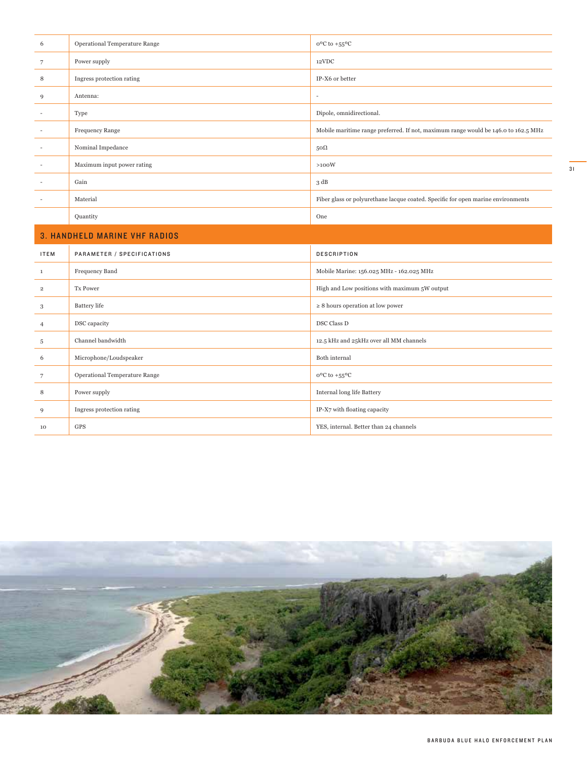| | | |
|---|---|---|
| 6 | Operational Temperature Range | 0ºC to +55ºC |
| 7 | Power supply | 12VDC |
| 8 | Ingress protection rating | IP-X6 or better |
| 9 | Antenna: | - |
| - | Type | Dipole, omnidirectional. |
| - | Frequency Range | Mobile maritime range preferred. If not, maximum range would be 146.0 to 162.5 MHz |
| - | Nominal Impedance | 50Ω |
| - | Maximum input power rating | >100W |
| - | Gain | 3 dB |
| - | Material | Fiber glass or polyurethane lacque coated. Specific for open marine environments |
| | Quantity | One |

## 3. HANDHELD MARINE VHF RADIOS

| ITEM | PARAMETER / SPECIFICATIONS | DESCRIPTION |
|---|---|---|
| 1 | Frequency Band | Mobile Marine: 156.025 MHz - 162.025 MHz |
| 2 | Tx Power | High and Low positions with maximum 5W output |
| 3 | Battery life | ≥ 8 hours operation at low power |
| 4 | DSC capacity | DSC Class D |
| 5 | Channel bandwidth | 12.5 kHz and 25kHz over all MM channels |
| 6 | Microphone/Loudspeaker | Both internal |
| 7 | Operational Temperature Range | 0ºC to +55ºC |
| 8 | Power supply | Internal long life Battery |
| 9 | Ingress protection rating | IP-X7 with floating capacity |
| 10 | GPS | YES, internal. Better than 24 channels |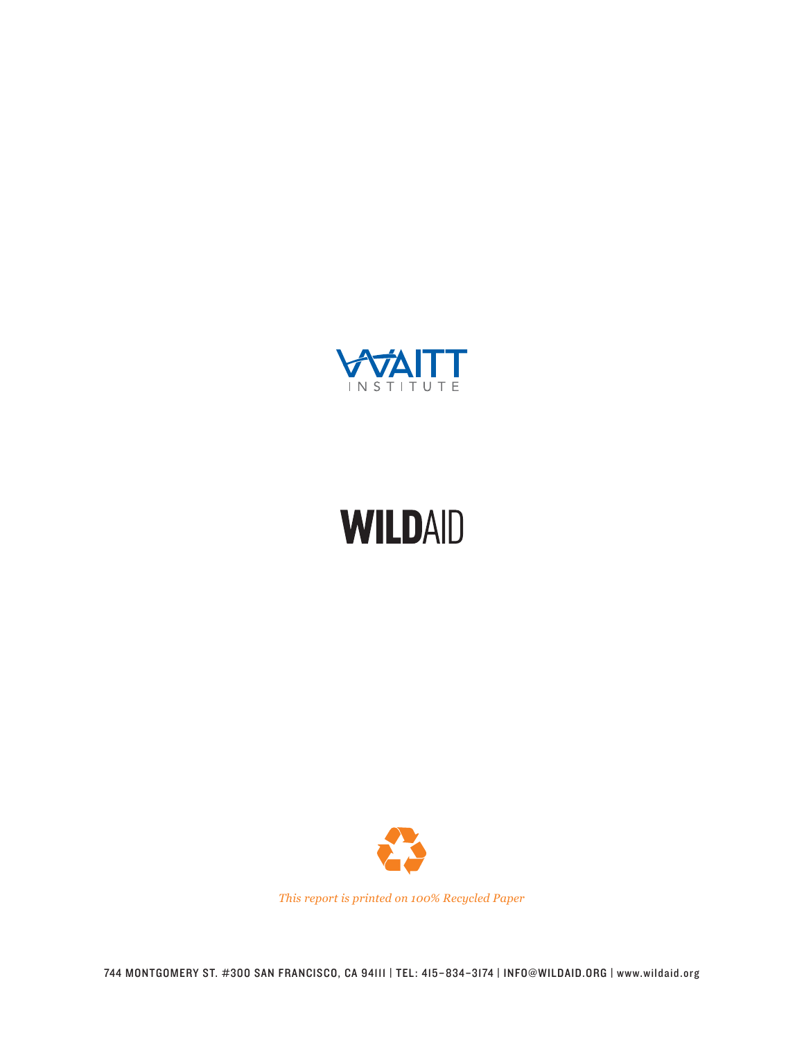WAITT INSTITUTE

WILDAID

*This report is printed on 100% Recycled Paper*

744 MONTGOMERY ST. #300 SAN FRANCISCO, CA 94111 | TEL: 415-834-3174 | INFO@WILDAID.ORG | www.wildaid.org